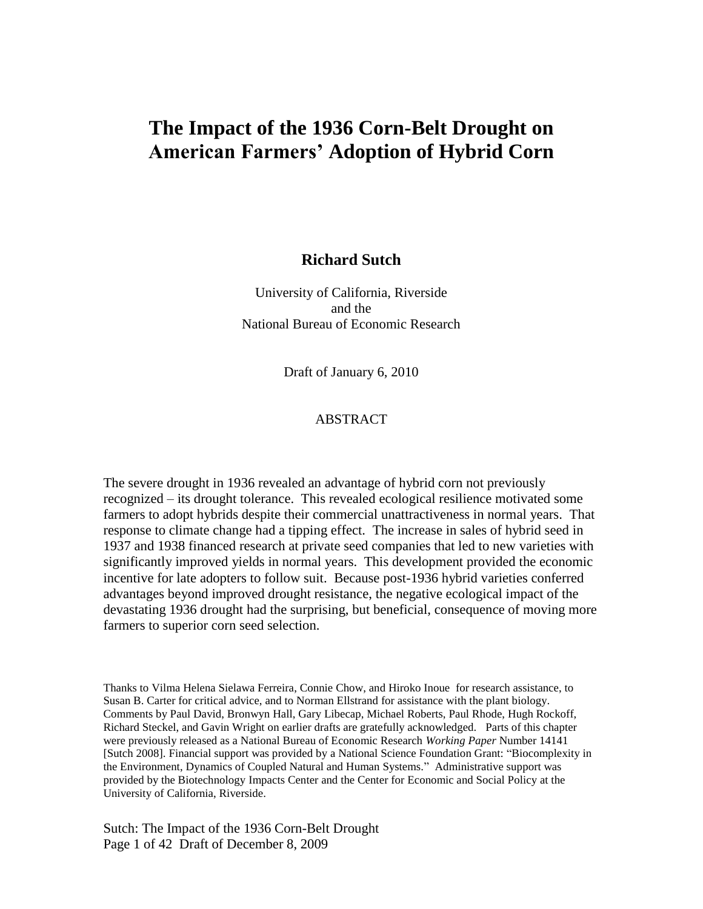# The Impact of the 1936 Corn-Belt Drought on American Farmers' Adoption of Hybrid Corn

**Richard Sutch**

University of California, Riverside
and the
National Bureau of Economic Research

Draft of January 6, 2010

ABSTRACT

The severe drought in 1936 revealed an advantage of hybrid corn not previously recognized – its drought tolerance. This revealed ecological resilience motivated some farmers to adopt hybrids despite their commercial unattractiveness in normal years. That response to climate change had a tipping effect. The increase in sales of hybrid seed in 1937 and 1938 financed research at private seed companies that led to new varieties with significantly improved yields in normal years. This development provided the economic incentive for late adopters to follow suit. Because post-1936 hybrid varieties conferred advantages beyond improved drought resistance, the negative ecological impact of the devastating 1936 drought had the surprising, but beneficial, consequence of moving more farmers to superior corn seed selection.

Thanks to Vilma Helena Sielawa Ferreira, Connie Chow, and Hiroko Inoue for research assistance, to Susan B. Carter for critical advice, and to Norman Ellstrand for assistance with the plant biology. Comments by Paul David, Bronwyn Hall, Gary Libecap, Michael Roberts, Paul Rhode, Hugh Rockoff, Richard Steckel, and Gavin Wright on earlier drafts are gratefully acknowledged. Parts of this chapter were previously released as a National Bureau of Economic Research *Working Paper* Number 14141 [Sutch 2008]. Financial support was provided by a National Science Foundation Grant: "Biocomplexity in the Environment, Dynamics of Coupled Natural and Human Systems." Administrative support was provided by the Biotechnology Impacts Center and the Center for Economic and Social Policy at the University of California, Riverside.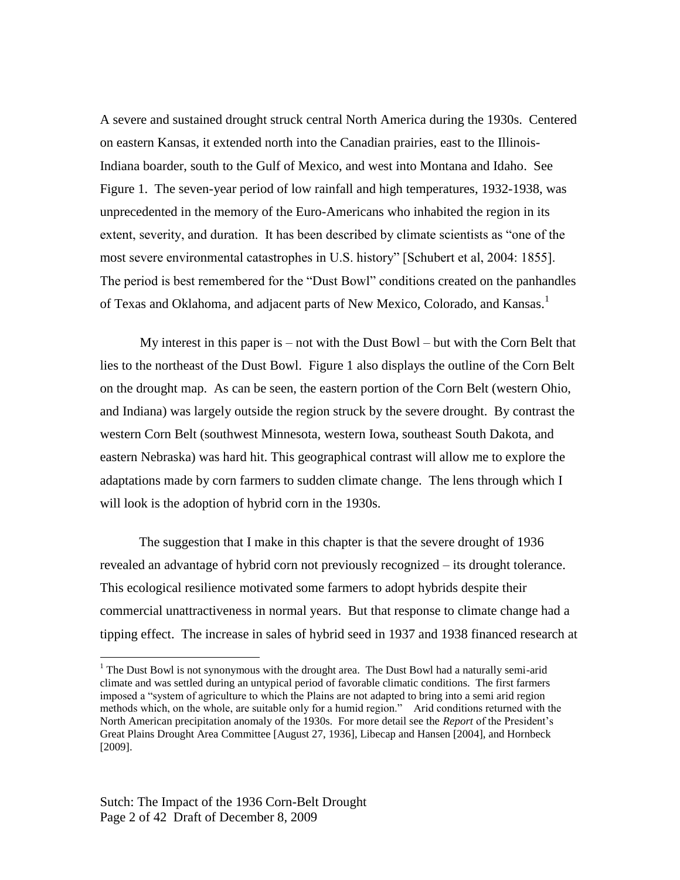A severe and sustained drought struck central North America during the 1930s. Centered on eastern Kansas, it extended north into the Canadian prairies, east to the Illinois-Indiana boarder, south to the Gulf of Mexico, and west into Montana and Idaho. See Figure 1. The seven-year period of low rainfall and high temperatures, 1932-1938, was unprecedented in the memory of the Euro-Americans who inhabited the region in its extent, severity, and duration. It has been described by climate scientists as "one of the most severe environmental catastrophes in U.S. history" [Schubert et al, 2004: 1855]. The period is best remembered for the "Dust Bowl" conditions created on the panhandles of Texas and Oklahoma, and adjacent parts of New Mexico, Colorado, and Kansas.[1]

My interest in this paper is – not with the Dust Bowl – but with the Corn Belt that lies to the northeast of the Dust Bowl. Figure 1 also displays the outline of the Corn Belt on the drought map. As can be seen, the eastern portion of the Corn Belt (western Ohio, and Indiana) was largely outside the region struck by the severe drought. By contrast the western Corn Belt (southwest Minnesota, western Iowa, southeast South Dakota, and eastern Nebraska) was hard hit. This geographical contrast will allow me to explore the adaptations made by corn farmers to sudden climate change. The lens through which I will look is the adoption of hybrid corn in the 1930s.

The suggestion that I make in this chapter is that the severe drought of 1936 revealed an advantage of hybrid corn not previously recognized – its drought tolerance. This ecological resilience motivated some farmers to adopt hybrids despite their commercial unattractiveness in normal years. But that response to climate change had a tipping effect. The increase in sales of hybrid seed in 1937 and 1938 financed research at

[1] The Dust Bowl is not synonymous with the drought area. The Dust Bowl had a naturally semi-arid climate and was settled during an untypical period of favorable climatic conditions. The first farmers imposed a "system of agriculture to which the Plains are not adapted to bring into a semi arid region methods which, on the whole, are suitable only for a humid region." Arid conditions returned with the North American precipitation anomaly of the 1930s. For more detail see the *Report* of the President's Great Plains Drought Area Committee [August 27, 1936], Libecap and Hansen [2004], and Hornbeck [2009].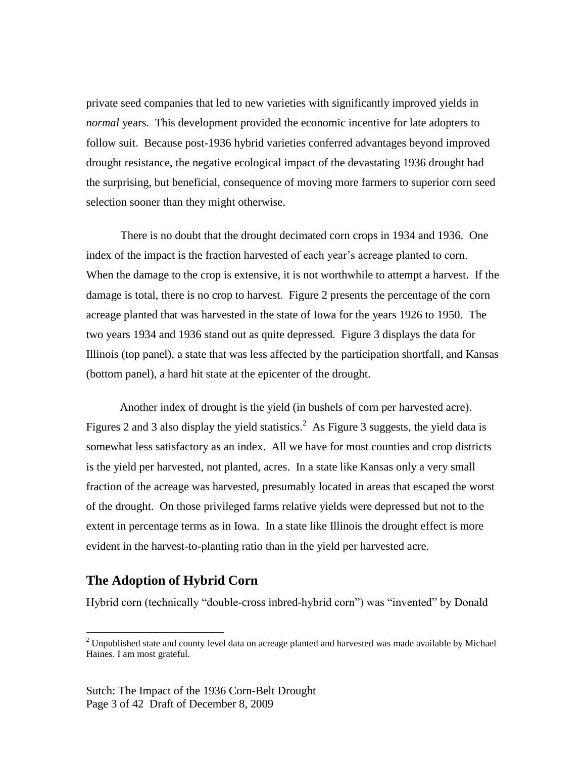private seed companies that led to new varieties with significantly improved yields in *normal* years. This development provided the economic incentive for late adopters to follow suit. Because post-1936 hybrid varieties conferred advantages beyond improved drought resistance, the negative ecological impact of the devastating 1936 drought had the surprising, but beneficial, consequence of moving more farmers to superior corn seed selection sooner than they might otherwise.

There is no doubt that the drought decimated corn crops in 1934 and 1936. One index of the impact is the fraction harvested of each year's acreage planted to corn. When the damage to the crop is extensive, it is not worthwhile to attempt a harvest. If the damage is total, there is no crop to harvest. Figure 2 presents the percentage of the corn acreage planted that was harvested in the state of Iowa for the years 1926 to 1950. The two years 1934 and 1936 stand out as quite depressed. Figure 3 displays the data for Illinois (top panel), a state that was less affected by the participation shortfall, and Kansas (bottom panel), a hard hit state at the epicenter of the drought.

Another index of drought is the yield (in bushels of corn per harvested acre). Figures 2 and 3 also display the yield statistics.[2] As Figure 3 suggests, the yield data is somewhat less satisfactory as an index. All we have for most counties and crop districts is the yield per harvested, not planted, acres. In a state like Kansas only a very small fraction of the acreage was harvested, presumably located in areas that escaped the worst of the drought. On those privileged farms relative yields were depressed but not to the extent in percentage terms as in Iowa. In a state like Illinois the drought effect is more evident in the harvest-to-planting ratio than in the yield per harvested acre.

## The Adoption of Hybrid Corn

Hybrid corn (technically "double-cross inbred-hybrid corn") was "invented" by Donald

[2] Unpublished state and county level data on acreage planted and harvested was made available by Michael Haines. I am most grateful.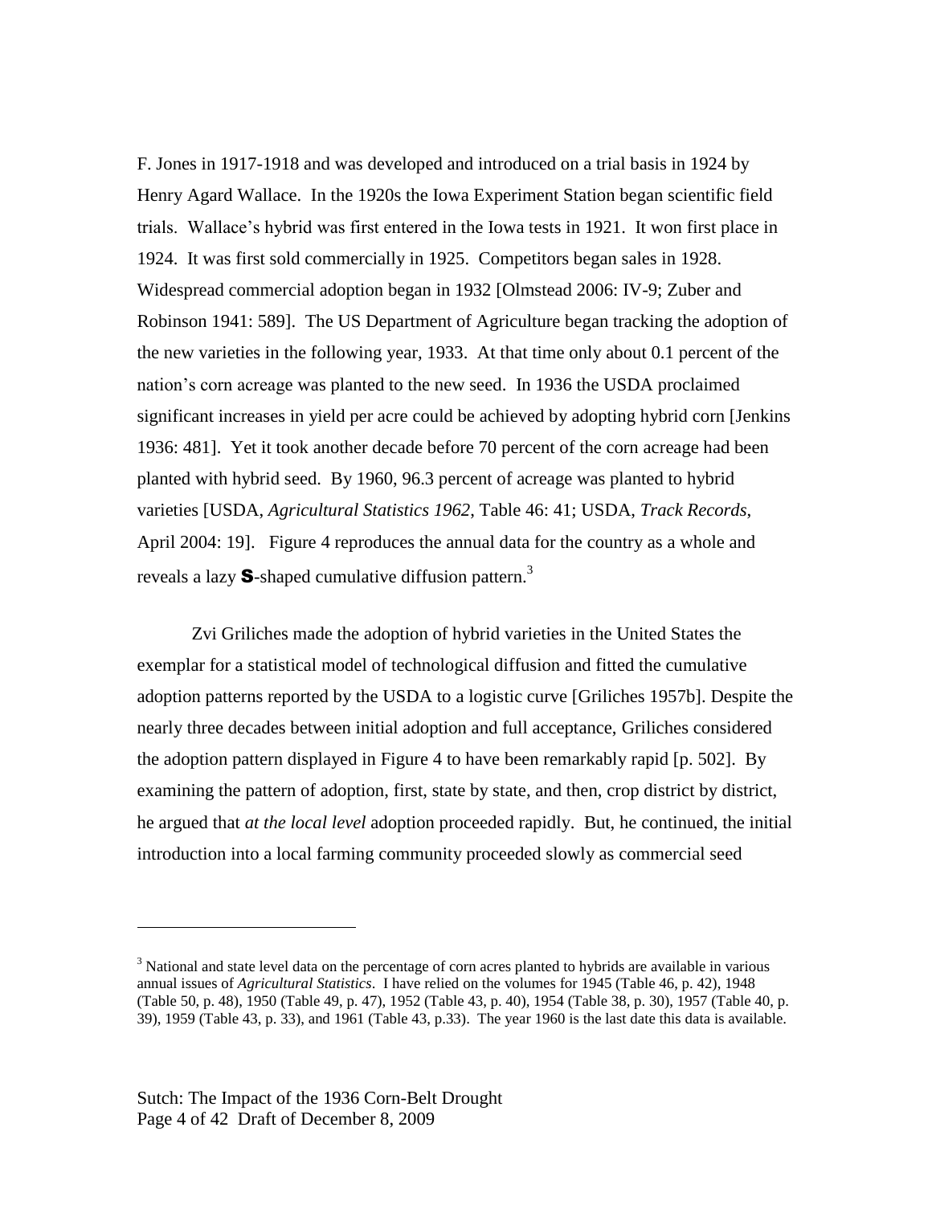F. Jones in 1917-1918 and was developed and introduced on a trial basis in 1924 by Henry Agard Wallace. In the 1920s the Iowa Experiment Station began scientific field trials. Wallace's hybrid was first entered in the Iowa tests in 1921. It won first place in 1924. It was first sold commercially in 1925. Competitors began sales in 1928. Widespread commercial adoption began in 1932 [Olmstead 2006: IV-9; Zuber and Robinson 1941: 589]. The US Department of Agriculture began tracking the adoption of the new varieties in the following year, 1933. At that time only about 0.1 percent of the nation's corn acreage was planted to the new seed. In 1936 the USDA proclaimed significant increases in yield per acre could be achieved by adopting hybrid corn [Jenkins 1936: 481]. Yet it took another decade before 70 percent of the corn acreage had been planted with hybrid seed. By 1960, 96.3 percent of acreage was planted to hybrid varieties [USDA, *Agricultural Statistics 1962*, Table 46: 41; USDA, *Track Records*, April 2004: 19]. Figure 4 reproduces the annual data for the country as a whole and reveals a lazy **S**-shaped cumulative diffusion pattern.[3]

Zvi Griliches made the adoption of hybrid varieties in the United States the exemplar for a statistical model of technological diffusion and fitted the cumulative adoption patterns reported by the USDA to a logistic curve [Griliches 1957b]. Despite the nearly three decades between initial adoption and full acceptance, Griliches considered the adoption pattern displayed in Figure 4 to have been remarkably rapid [p. 502]. By examining the pattern of adoption, first, state by state, and then, crop district by district, he argued that *at the local level* adoption proceeded rapidly. But, he continued, the initial introduction into a local farming community proceeded slowly as commercial seed

[3] National and state level data on the percentage of corn acres planted to hybrids are available in various annual issues of *Agricultural Statistics*. I have relied on the volumes for 1945 (Table 46, p. 42), 1948 (Table 50, p. 48), 1950 (Table 49, p. 47), 1952 (Table 43, p. 40), 1954 (Table 38, p. 30), 1957 (Table 40, p. 39), 1959 (Table 43, p. 33), and 1961 (Table 43, p.33). The year 1960 is the last date this data is available.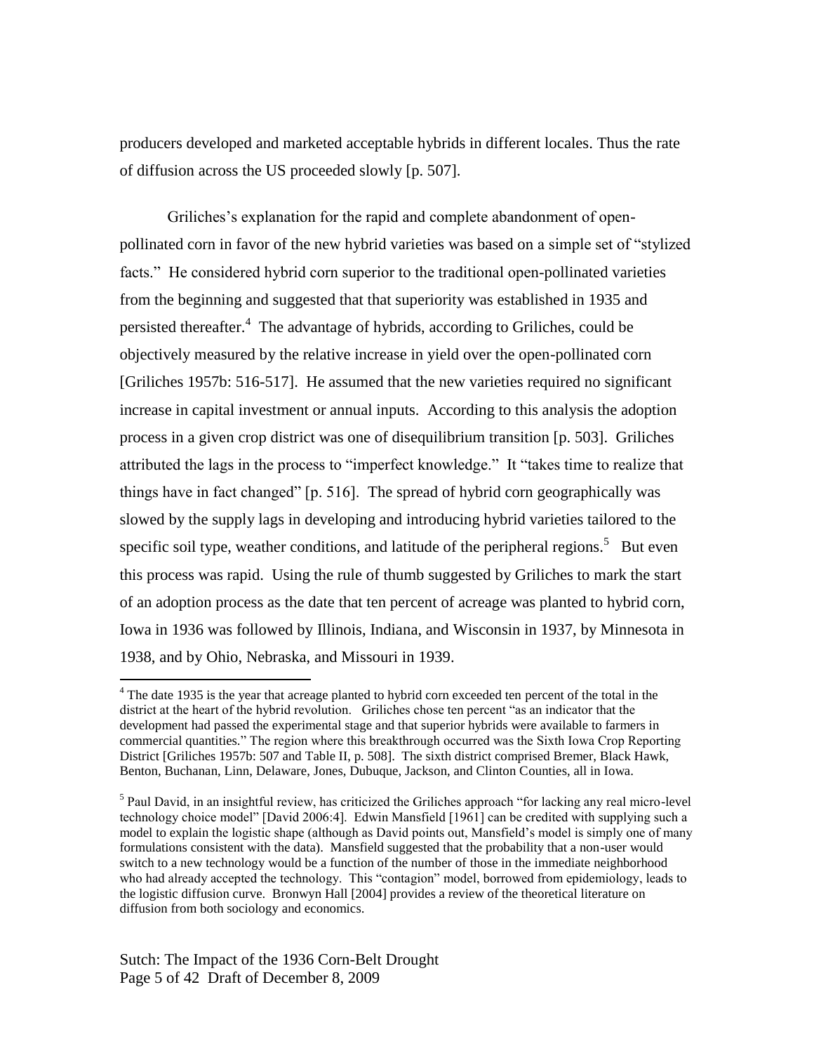producers developed and marketed acceptable hybrids in different locales. Thus the rate of diffusion across the US proceeded slowly [p. 507].

Griliches's explanation for the rapid and complete abandonment of open-pollinated corn in favor of the new hybrid varieties was based on a simple set of "stylized facts." He considered hybrid corn superior to the traditional open-pollinated varieties from the beginning and suggested that that superiority was established in 1935 and persisted thereafter.[4] The advantage of hybrids, according to Griliches, could be objectively measured by the relative increase in yield over the open-pollinated corn [Griliches 1957b: 516-517]. He assumed that the new varieties required no significant increase in capital investment or annual inputs. According to this analysis the adoption process in a given crop district was one of disequilibrium transition [p. 503]. Griliches attributed the lags in the process to "imperfect knowledge." It "takes time to realize that things have in fact changed" [p. 516]. The spread of hybrid corn geographically was slowed by the supply lags in developing and introducing hybrid varieties tailored to the specific soil type, weather conditions, and latitude of the peripheral regions.[5] But even this process was rapid. Using the rule of thumb suggested by Griliches to mark the start of an adoption process as the date that ten percent of acreage was planted to hybrid corn, Iowa in 1936 was followed by Illinois, Indiana, and Wisconsin in 1937, by Minnesota in 1938, and by Ohio, Nebraska, and Missouri in 1939.

---

[4] The date 1935 is the year that acreage planted to hybrid corn exceeded ten percent of the total in the district at the heart of the hybrid revolution. Griliches chose ten percent "as an indicator that the development had passed the experimental stage and that superior hybrids were available to farmers in commercial quantities." The region where this breakthrough occurred was the Sixth Iowa Crop Reporting District [Griliches 1957b: 507 and Table II, p. 508]. The sixth district comprised Bremer, Black Hawk, Benton, Buchanan, Linn, Delaware, Jones, Dubuque, Jackson, and Clinton Counties, all in Iowa.

[5] Paul David, in an insightful review, has criticized the Griliches approach "for lacking any real micro-level technology choice model" [David 2006:4]. Edwin Mansfield [1961] can be credited with supplying such a model to explain the logistic shape (although as David points out, Mansfield's model is simply one of many formulations consistent with the data). Mansfield suggested that the probability that a non-user would switch to a new technology would be a function of the number of those in the immediate neighborhood who had already accepted the technology. This "contagion" model, borrowed from epidemiology, leads to the logistic diffusion curve. Bronwyn Hall [2004] provides a review of the theoretical literature on diffusion from both sociology and economics.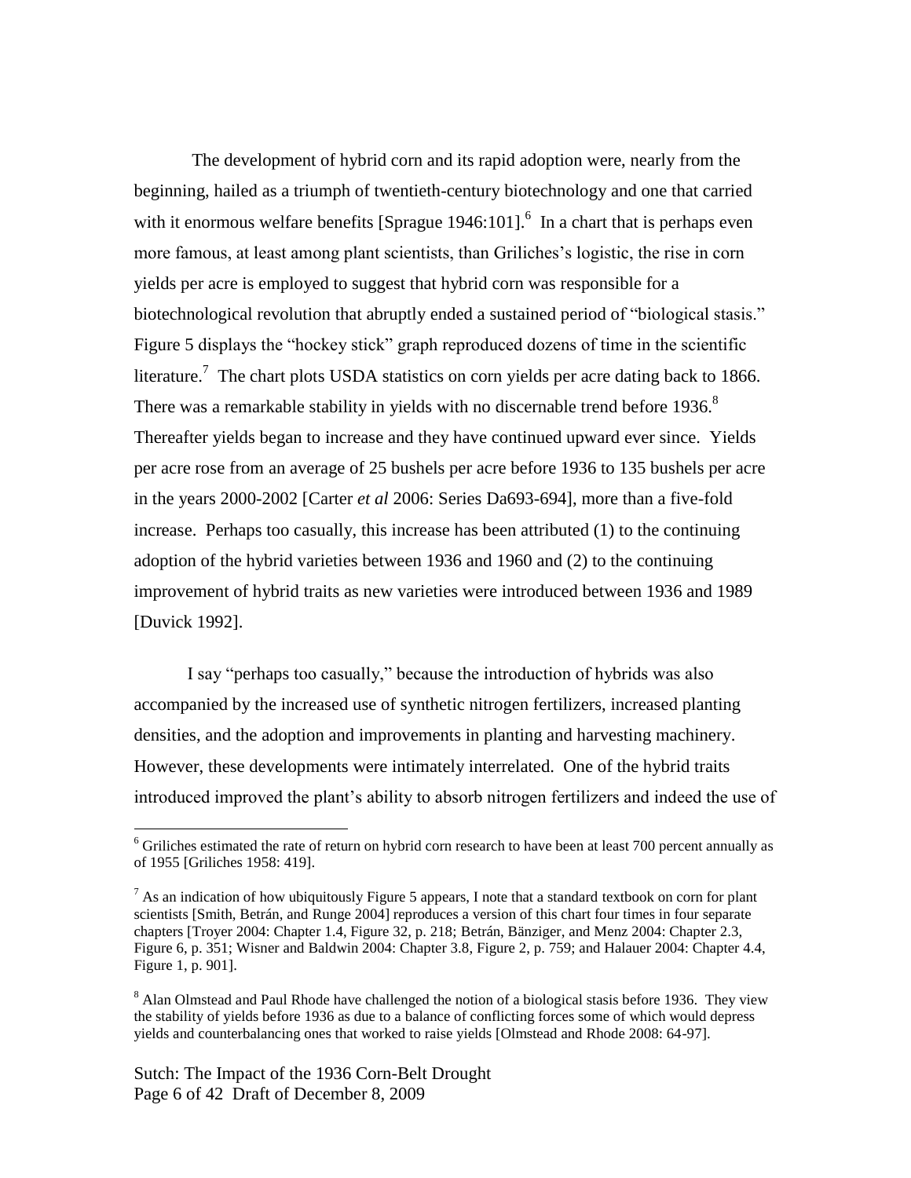The development of hybrid corn and its rapid adoption were, nearly from the beginning, hailed as a triumph of twentieth-century biotechnology and one that carried with it enormous welfare benefits [Sprague 1946:101].[6] In a chart that is perhaps even more famous, at least among plant scientists, than Griliches's logistic, the rise in corn yields per acre is employed to suggest that hybrid corn was responsible for a biotechnological revolution that abruptly ended a sustained period of "biological stasis." Figure 5 displays the "hockey stick" graph reproduced dozens of time in the scientific literature.[7] The chart plots USDA statistics on corn yields per acre dating back to 1866. There was a remarkable stability in yields with no discernable trend before 1936.[8] Thereafter yields began to increase and they have continued upward ever since. Yields per acre rose from an average of 25 bushels per acre before 1936 to 135 bushels per acre in the years 2000-2002 [Carter *et al* 2006: Series Da693-694], more than a five-fold increase. Perhaps too casually, this increase has been attributed (1) to the continuing adoption of the hybrid varieties between 1936 and 1960 and (2) to the continuing improvement of hybrid traits as new varieties were introduced between 1936 and 1989 [Duvick 1992].

I say "perhaps too casually," because the introduction of hybrids was also accompanied by the increased use of synthetic nitrogen fertilizers, increased planting densities, and the adoption and improvements in planting and harvesting machinery. However, these developments were intimately interrelated. One of the hybrid traits introduced improved the plant's ability to absorb nitrogen fertilizers and indeed the use of

---

[6] Griliches estimated the rate of return on hybrid corn research to have been at least 700 percent annually as of 1955 [Griliches 1958: 419].

[7] As an indication of how ubiquitously Figure 5 appears, I note that a standard textbook on corn for plant scientists [Smith, Betrán, and Runge 2004] reproduces a version of this chart four times in four separate chapters [Troyer 2004: Chapter 1.4, Figure 32, p. 218; Betrán, Bänziger, and Menz 2004: Chapter 2.3, Figure 6, p. 351; Wisner and Baldwin 2004: Chapter 3.8, Figure 2, p. 759; and Halauer 2004: Chapter 4.4, Figure 1, p. 901].

[8] Alan Olmstead and Paul Rhode have challenged the notion of a biological stasis before 1936. They view the stability of yields before 1936 as due to a balance of conflicting forces some of which would depress yields and counterbalancing ones that worked to raise yields [Olmstead and Rhode 2008: 64-97].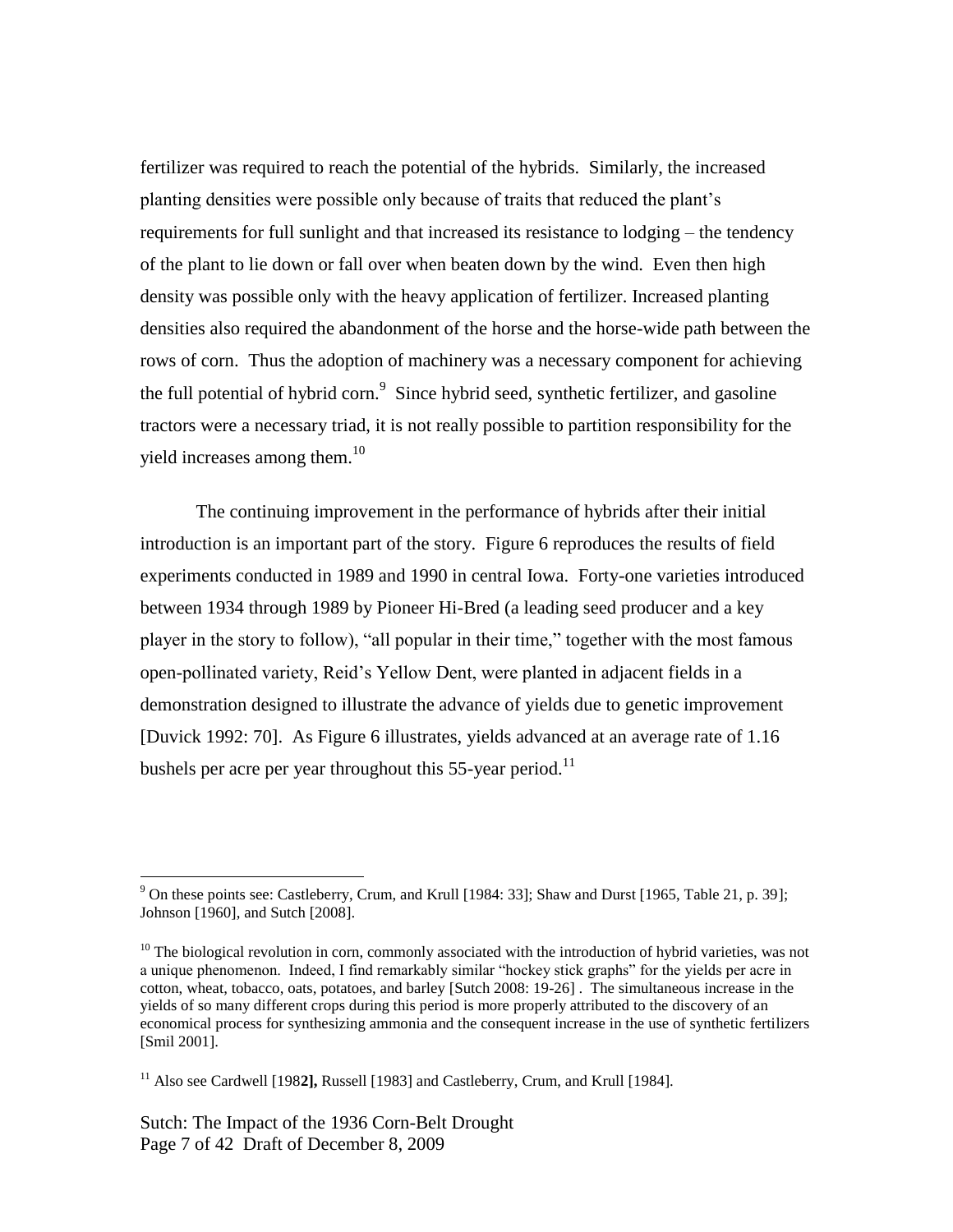fertilizer was required to reach the potential of the hybrids. Similarly, the increased planting densities were possible only because of traits that reduced the plant's requirements for full sunlight and that increased its resistance to lodging – the tendency of the plant to lie down or fall over when beaten down by the wind. Even then high density was possible only with the heavy application of fertilizer. Increased planting densities also required the abandonment of the horse and the horse-wide path between the rows of corn. Thus the adoption of machinery was a necessary component for achieving the full potential of hybrid corn.[9] Since hybrid seed, synthetic fertilizer, and gasoline tractors were a necessary triad, it is not really possible to partition responsibility for the yield increases among them.[10]

The continuing improvement in the performance of hybrids after their initial introduction is an important part of the story. Figure 6 reproduces the results of field experiments conducted in 1989 and 1990 in central Iowa. Forty-one varieties introduced between 1934 through 1989 by Pioneer Hi-Bred (a leading seed producer and a key player in the story to follow), "all popular in their time," together with the most famous open-pollinated variety, Reid's Yellow Dent, were planted in adjacent fields in a demonstration designed to illustrate the advance of yields due to genetic improvement [Duvick 1992: 70]. As Figure 6 illustrates, yields advanced at an average rate of 1.16 bushels per acre per year throughout this 55-year period.[11]

---

[9] On these points see: Castleberry, Crum, and Krull [1984: 33]; Shaw and Durst [1965, Table 21, p. 39]; Johnson [1960], and Sutch [2008].

[10] The biological revolution in corn, commonly associated with the introduction of hybrid varieties, was not a unique phenomenon. Indeed, I find remarkably similar "hockey stick graphs" for the yields per acre in cotton, wheat, tobacco, oats, potatoes, and barley [Sutch 2008: 19-26] . The simultaneous increase in the yields of so many different crops during this period is more properly attributed to the discovery of an economical process for synthesizing ammonia and the consequent increase in the use of synthetic fertilizers [Smil 2001].

[11] Also see Cardwell [1982], Russell [1983] and Castleberry, Crum, and Krull [1984].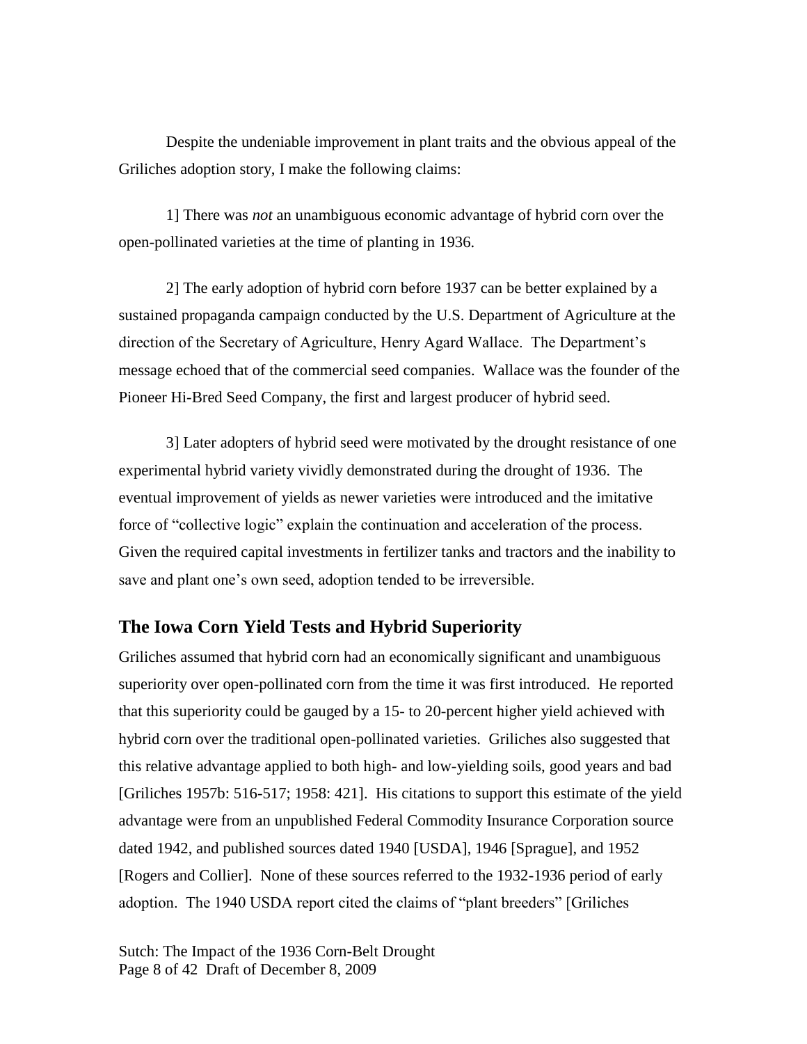Despite the undeniable improvement in plant traits and the obvious appeal of the Griliches adoption story, I make the following claims:

1] There was *not* an unambiguous economic advantage of hybrid corn over the open-pollinated varieties at the time of planting in 1936.

2] The early adoption of hybrid corn before 1937 can be better explained by a sustained propaganda campaign conducted by the U.S. Department of Agriculture at the direction of the Secretary of Agriculture, Henry Agard Wallace. The Department's message echoed that of the commercial seed companies. Wallace was the founder of the Pioneer Hi-Bred Seed Company, the first and largest producer of hybrid seed.

3] Later adopters of hybrid seed were motivated by the drought resistance of one experimental hybrid variety vividly demonstrated during the drought of 1936. The eventual improvement of yields as newer varieties were introduced and the imitative force of "collective logic" explain the continuation and acceleration of the process. Given the required capital investments in fertilizer tanks and tractors and the inability to save and plant one's own seed, adoption tended to be irreversible.

## The Iowa Corn Yield Tests and Hybrid Superiority

Griliches assumed that hybrid corn had an economically significant and unambiguous superiority over open-pollinated corn from the time it was first introduced. He reported that this superiority could be gauged by a 15- to 20-percent higher yield achieved with hybrid corn over the traditional open-pollinated varieties. Griliches also suggested that this relative advantage applied to both high- and low-yielding soils, good years and bad [Griliches 1957b: 516-517; 1958: 421]. His citations to support this estimate of the yield advantage were from an unpublished Federal Commodity Insurance Corporation source dated 1942, and published sources dated 1940 [USDA], 1946 [Sprague], and 1952 [Rogers and Collier]. None of these sources referred to the 1932-1936 period of early adoption. The 1940 USDA report cited the claims of "plant breeders" [Griliches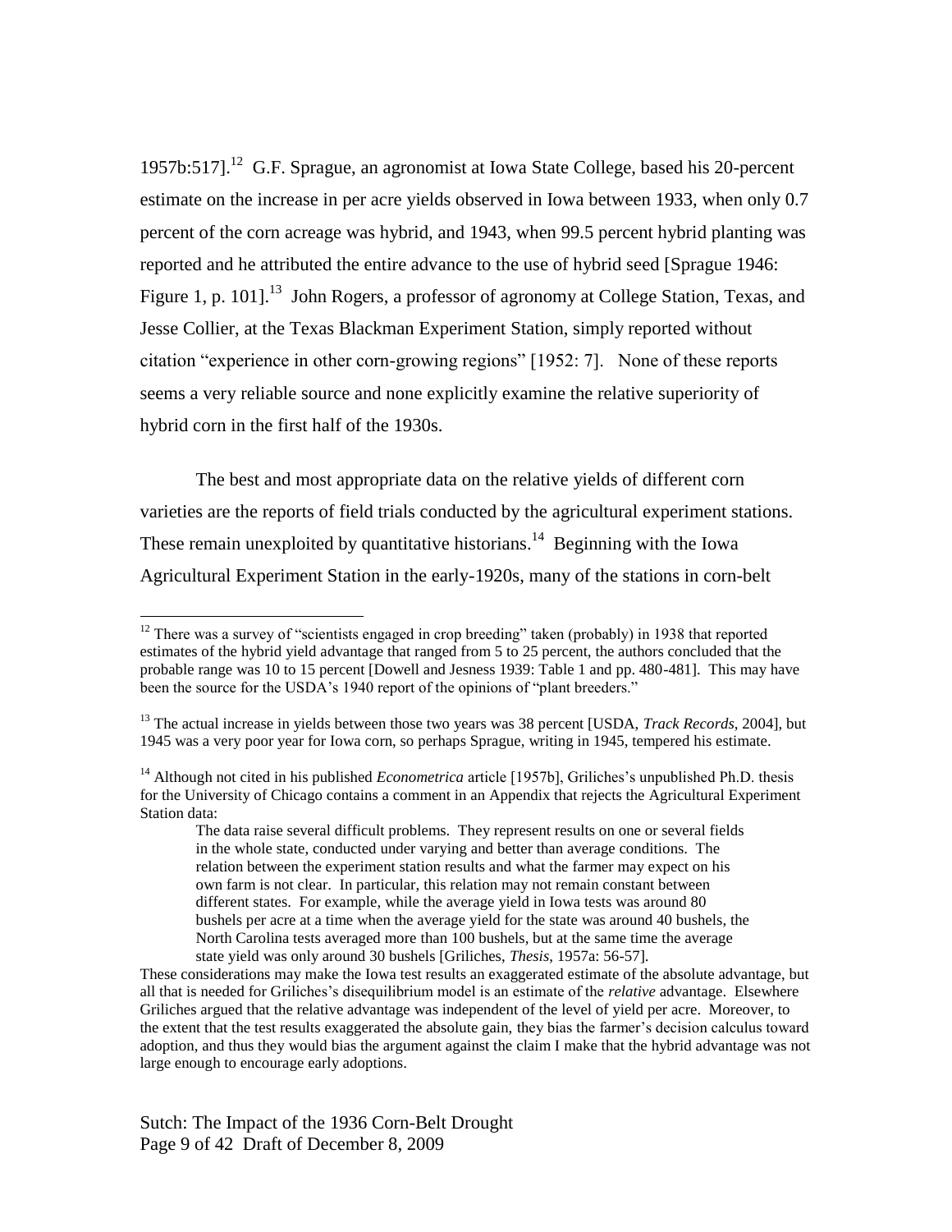1957b:517].[12] G.F. Sprague, an agronomist at Iowa State College, based his 20-percent estimate on the increase in per acre yields observed in Iowa between 1933, when only 0.7 percent of the corn acreage was hybrid, and 1943, when 99.5 percent hybrid planting was reported and he attributed the entire advance to the use of hybrid seed [Sprague 1946: Figure 1, p. 101].[13] John Rogers, a professor of agronomy at College Station, Texas, and Jesse Collier, at the Texas Blackman Experiment Station, simply reported without citation "experience in other corn-growing regions" [1952: 7]. None of these reports seems a very reliable source and none explicitly examine the relative superiority of hybrid corn in the first half of the 1930s.

The best and most appropriate data on the relative yields of different corn varieties are the reports of field trials conducted by the agricultural experiment stations. These remain unexploited by quantitative historians.[14] Beginning with the Iowa Agricultural Experiment Station in the early-1920s, many of the stations in corn-belt

---

[12] There was a survey of "scientists engaged in crop breeding" taken (probably) in 1938 that reported estimates of the hybrid yield advantage that ranged from 5 to 25 percent, the authors concluded that the probable range was 10 to 15 percent [Dowell and Jesness 1939: Table 1 and pp. 480-481]. This may have been the source for the USDA's 1940 report of the opinions of "plant breeders."

[13] The actual increase in yields between those two years was 38 percent [USDA, *Track Records*, 2004], but 1945 was a very poor year for Iowa corn, so perhaps Sprague, writing in 1945, tempered his estimate.

[14] Although not cited in his published *Econometrica* article [1957b], Griliches's unpublished Ph.D. thesis for the University of Chicago contains a comment in an Appendix that rejects the Agricultural Experiment Station data:

> The data raise several difficult problems. They represent results on one or several fields in the whole state, conducted under varying and better than average conditions. The relation between the experiment station results and what the farmer may expect on his own farm is not clear. In particular, this relation may not remain constant between different states. For example, while the average yield in Iowa tests was around 80 bushels per acre at a time when the average yield for the state was around 40 bushels, the North Carolina tests averaged more than 100 bushels, but at the same time the average state yield was only around 30 bushels [Griliches, *Thesis*, 1957a: 56-57].

These considerations may make the Iowa test results an exaggerated estimate of the absolute advantage, but all that is needed for Griliches's disequilibrium model is an estimate of the *relative* advantage. Elsewhere Griliches argued that the relative advantage was independent of the level of yield per acre. Moreover, to the extent that the test results exaggerated the absolute gain, they bias the farmer's decision calculus toward adoption, and thus they would bias the argument against the claim I make that the hybrid advantage was not large enough to encourage early adoptions.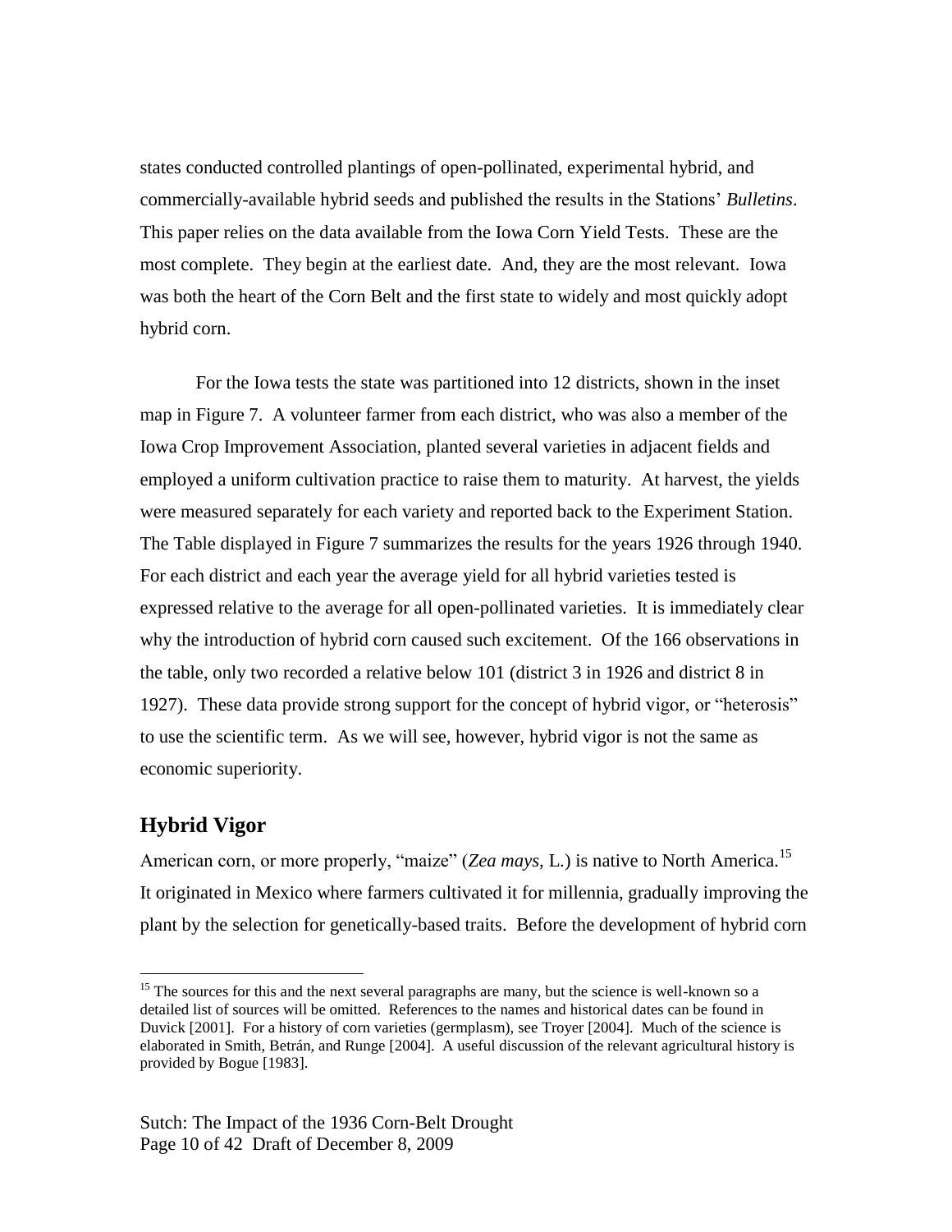states conducted controlled plantings of open-pollinated, experimental hybrid, and commercially-available hybrid seeds and published the results in the Stations' *Bulletins*. This paper relies on the data available from the Iowa Corn Yield Tests. These are the most complete. They begin at the earliest date. And, they are the most relevant. Iowa was both the heart of the Corn Belt and the first state to widely and most quickly adopt hybrid corn.

For the Iowa tests the state was partitioned into 12 districts, shown in the inset map in Figure 7. A volunteer farmer from each district, who was also a member of the Iowa Crop Improvement Association, planted several varieties in adjacent fields and employed a uniform cultivation practice to raise them to maturity. At harvest, the yields were measured separately for each variety and reported back to the Experiment Station. The Table displayed in Figure 7 summarizes the results for the years 1926 through 1940. For each district and each year the average yield for all hybrid varieties tested is expressed relative to the average for all open-pollinated varieties. It is immediately clear why the introduction of hybrid corn caused such excitement. Of the 166 observations in the table, only two recorded a relative below 101 (district 3 in 1926 and district 8 in 1927). These data provide strong support for the concept of hybrid vigor, or "heterosis" to use the scientific term. As we will see, however, hybrid vigor is not the same as economic superiority.

## Hybrid Vigor

American corn, or more properly, "maize" (*Zea mays,* L.) is native to North America.[15] It originated in Mexico where farmers cultivated it for millennia, gradually improving the plant by the selection for genetically-based traits. Before the development of hybrid corn

[15] The sources for this and the next several paragraphs are many, but the science is well-known so a detailed list of sources will be omitted. References to the names and historical dates can be found in Duvick [2001]. For a history of corn varieties (germplasm), see Troyer [2004]. Much of the science is elaborated in Smith, Betrán, and Runge [2004]. A useful discussion of the relevant agricultural history is provided by Bogue [1983].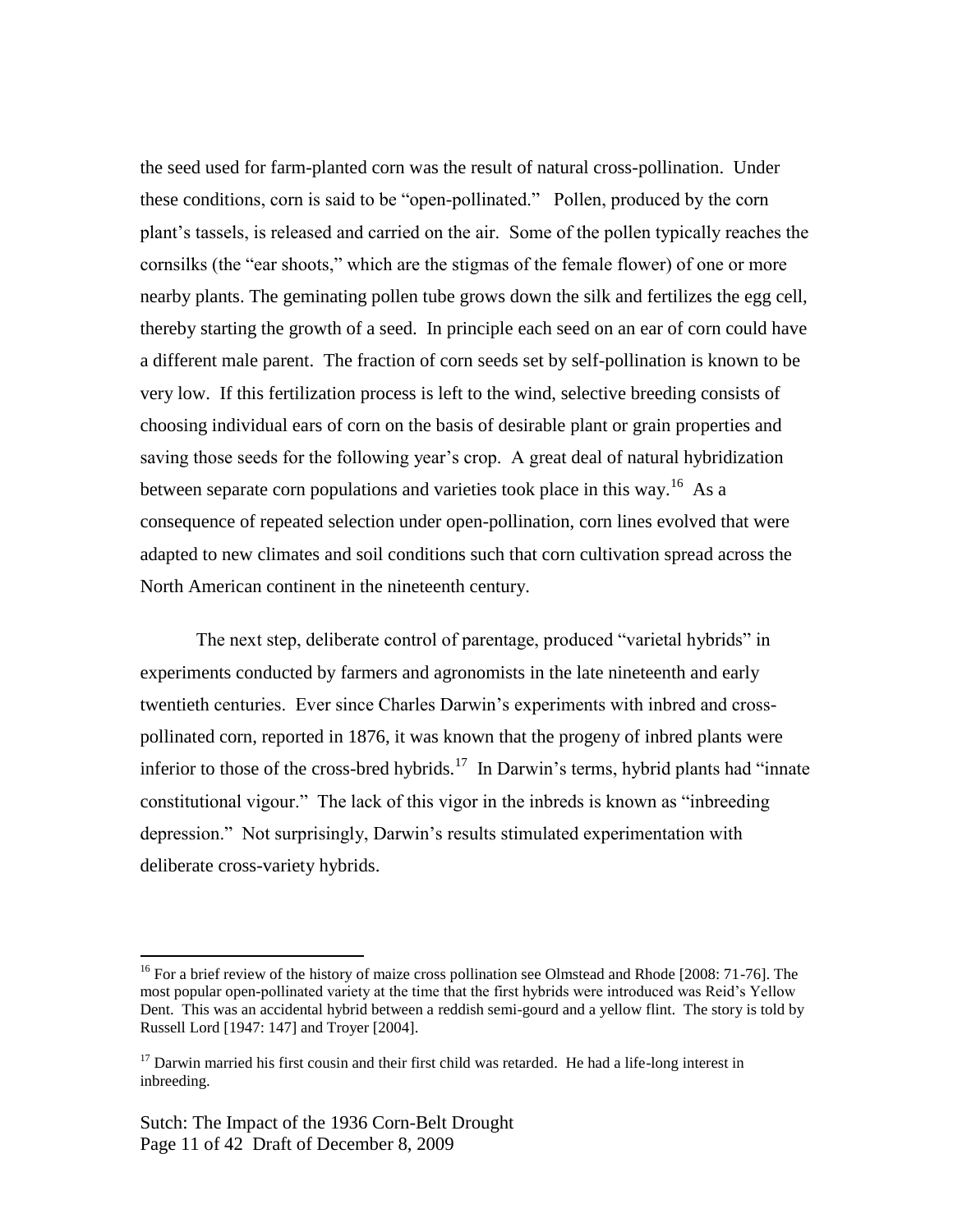the seed used for farm-planted corn was the result of natural cross-pollination. Under these conditions, corn is said to be "open-pollinated." Pollen, produced by the corn plant's tassels, is released and carried on the air. Some of the pollen typically reaches the cornsilks (the "ear shoots," which are the stigmas of the female flower) of one or more nearby plants. The geminating pollen tube grows down the silk and fertilizes the egg cell, thereby starting the growth of a seed. In principle each seed on an ear of corn could have a different male parent. The fraction of corn seeds set by self-pollination is known to be very low. If this fertilization process is left to the wind, selective breeding consists of choosing individual ears of corn on the basis of desirable plant or grain properties and saving those seeds for the following year's crop. A great deal of natural hybridization between separate corn populations and varieties took place in this way.[16] As a consequence of repeated selection under open-pollination, corn lines evolved that were adapted to new climates and soil conditions such that corn cultivation spread across the North American continent in the nineteenth century.

The next step, deliberate control of parentage, produced "varietal hybrids" in experiments conducted by farmers and agronomists in the late nineteenth and early twentieth centuries. Ever since Charles Darwin's experiments with inbred and cross-pollinated corn, reported in 1876, it was known that the progeny of inbred plants were inferior to those of the cross-bred hybrids.[17] In Darwin's terms, hybrid plants had "innate constitutional vigour." The lack of this vigor in the inbreds is known as "inbreeding depression." Not surprisingly, Darwin's results stimulated experimentation with deliberate cross-variety hybrids.

---

[16] For a brief review of the history of maize cross pollination see Olmstead and Rhode [2008: 71-76]. The most popular open-pollinated variety at the time that the first hybrids were introduced was Reid's Yellow Dent. This was an accidental hybrid between a reddish semi-gourd and a yellow flint. The story is told by Russell Lord [1947: 147] and Troyer [2004].

[17] Darwin married his first cousin and their first child was retarded. He had a life-long interest in inbreeding.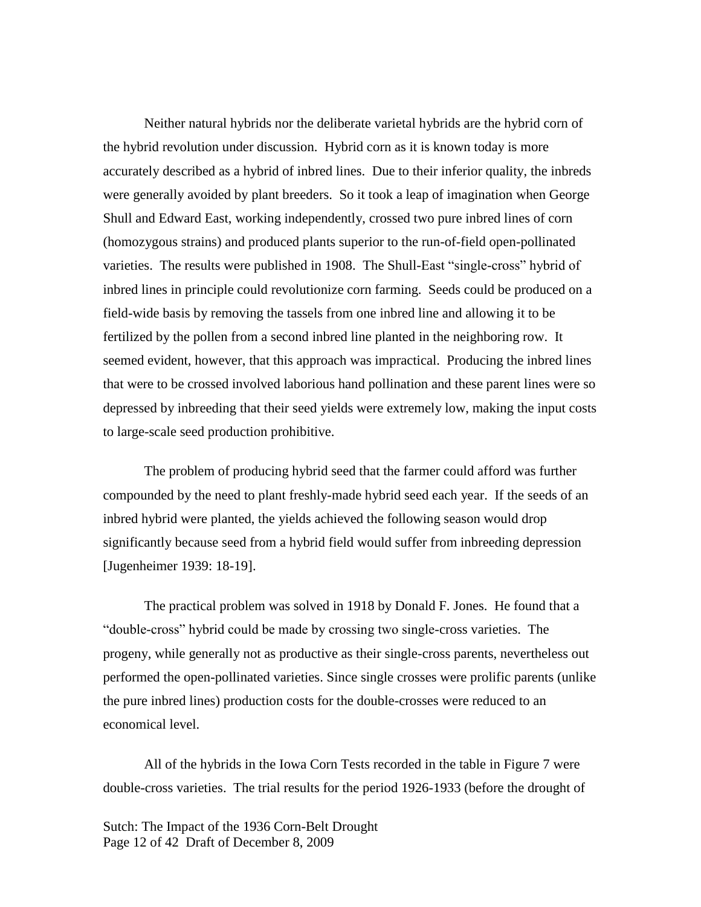Neither natural hybrids nor the deliberate varietal hybrids are the hybrid corn of the hybrid revolution under discussion. Hybrid corn as it is known today is more accurately described as a hybrid of inbred lines. Due to their inferior quality, the inbreds were generally avoided by plant breeders. So it took a leap of imagination when George Shull and Edward East, working independently, crossed two pure inbred lines of corn (homozygous strains) and produced plants superior to the run-of-field open-pollinated varieties. The results were published in 1908. The Shull-East "single-cross" hybrid of inbred lines in principle could revolutionize corn farming. Seeds could be produced on a field-wide basis by removing the tassels from one inbred line and allowing it to be fertilized by the pollen from a second inbred line planted in the neighboring row. It seemed evident, however, that this approach was impractical. Producing the inbred lines that were to be crossed involved laborious hand pollination and these parent lines were so depressed by inbreeding that their seed yields were extremely low, making the input costs to large-scale seed production prohibitive.

The problem of producing hybrid seed that the farmer could afford was further compounded by the need to plant freshly-made hybrid seed each year. If the seeds of an inbred hybrid were planted, the yields achieved the following season would drop significantly because seed from a hybrid field would suffer from inbreeding depression [Jugenheimer 1939: 18-19].

The practical problem was solved in 1918 by Donald F. Jones. He found that a "double-cross" hybrid could be made by crossing two single-cross varieties. The progeny, while generally not as productive as their single-cross parents, nevertheless out performed the open-pollinated varieties. Since single crosses were prolific parents (unlike the pure inbred lines) production costs for the double-crosses were reduced to an economical level.

All of the hybrids in the Iowa Corn Tests recorded in the table in Figure 7 were double-cross varieties. The trial results for the period 1926-1933 (before the drought of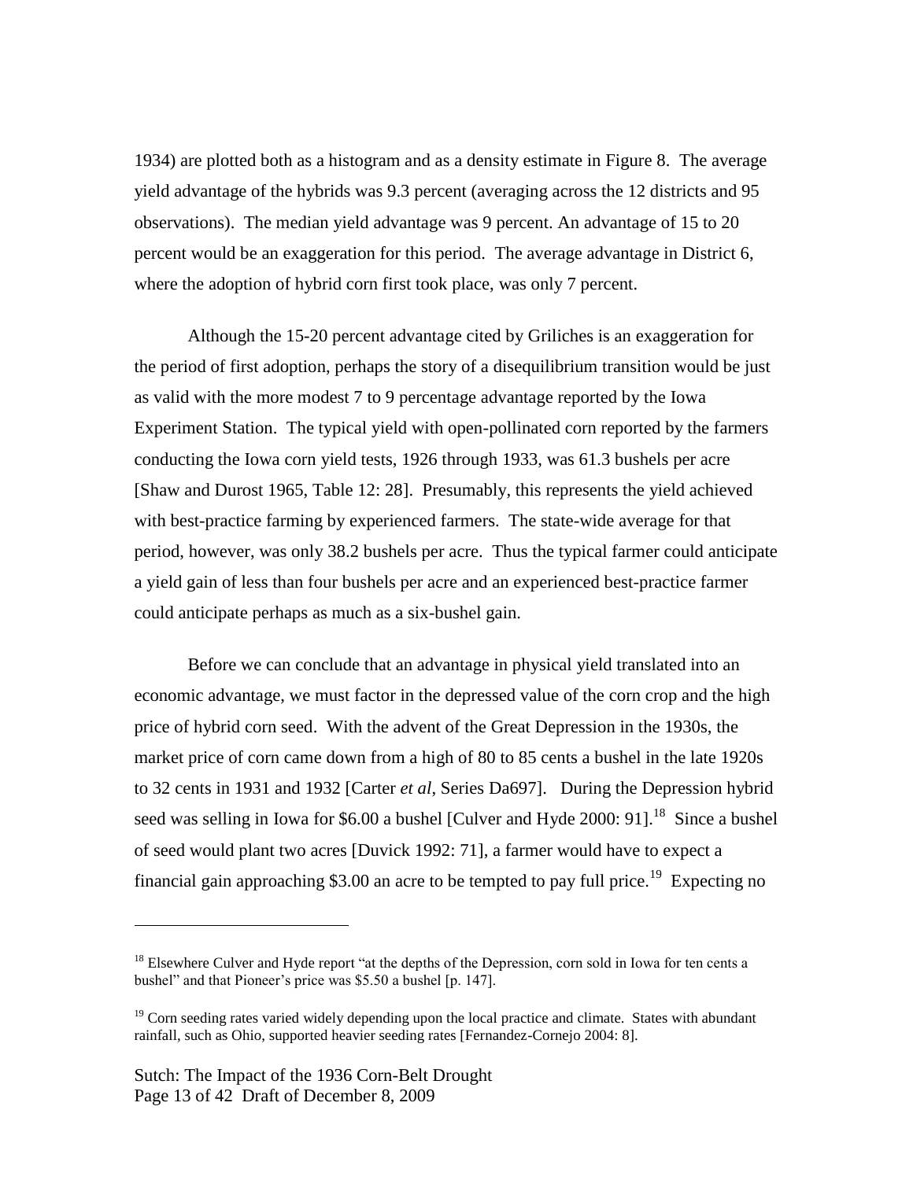1934) are plotted both as a histogram and as a density estimate in Figure 8. The average yield advantage of the hybrids was 9.3 percent (averaging across the 12 districts and 95 observations). The median yield advantage was 9 percent. An advantage of 15 to 20 percent would be an exaggeration for this period. The average advantage in District 6, where the adoption of hybrid corn first took place, was only 7 percent.

Although the 15-20 percent advantage cited by Griliches is an exaggeration for the period of first adoption, perhaps the story of a disequilibrium transition would be just as valid with the more modest 7 to 9 percentage advantage reported by the Iowa Experiment Station. The typical yield with open-pollinated corn reported by the farmers conducting the Iowa corn yield tests, 1926 through 1933, was 61.3 bushels per acre [Shaw and Durost 1965, Table 12: 28]. Presumably, this represents the yield achieved with best-practice farming by experienced farmers. The state-wide average for that period, however, was only 38.2 bushels per acre. Thus the typical farmer could anticipate a yield gain of less than four bushels per acre and an experienced best-practice farmer could anticipate perhaps as much as a six-bushel gain.

Before we can conclude that an advantage in physical yield translated into an economic advantage, we must factor in the depressed value of the corn crop and the high price of hybrid corn seed. With the advent of the Great Depression in the 1930s, the market price of corn came down from a high of 80 to 85 cents a bushel in the late 1920s to 32 cents in 1931 and 1932 [Carter *et al*, Series Da697]. During the Depression hybrid seed was selling in Iowa for $6.00 a bushel [Culver and Hyde 2000: 91].[18] Since a bushel of seed would plant two acres [Duvick 1992: 71], a farmer would have to expect a financial gain approaching $3.00 an acre to be tempted to pay full price.[19] Expecting no

---

[18] Elsewhere Culver and Hyde report "at the depths of the Depression, corn sold in Iowa for ten cents a bushel" and that Pioneer's price was $5.50 a bushel [p. 147].

[19] Corn seeding rates varied widely depending upon the local practice and climate. States with abundant rainfall, such as Ohio, supported heavier seeding rates [Fernandez-Cornejo 2004: 8].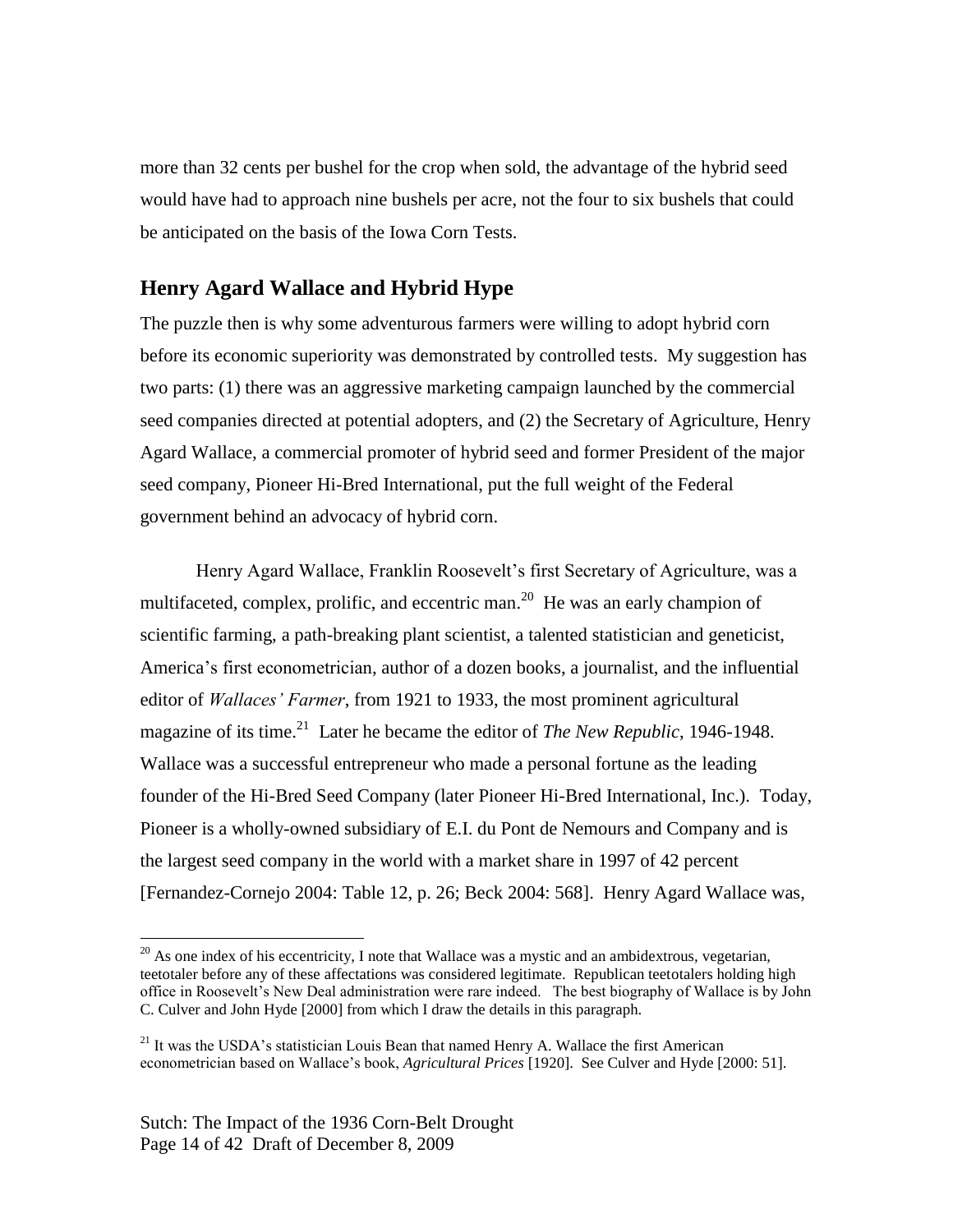more than 32 cents per bushel for the crop when sold, the advantage of the hybrid seed would have had to approach nine bushels per acre, not the four to six bushels that could be anticipated on the basis of the Iowa Corn Tests.

## Henry Agard Wallace and Hybrid Hype

The puzzle then is why some adventurous farmers were willing to adopt hybrid corn before its economic superiority was demonstrated by controlled tests. My suggestion has two parts: (1) there was an aggressive marketing campaign launched by the commercial seed companies directed at potential adopters, and (2) the Secretary of Agriculture, Henry Agard Wallace, a commercial promoter of hybrid seed and former President of the major seed company, Pioneer Hi-Bred International, put the full weight of the Federal government behind an advocacy of hybrid corn.

Henry Agard Wallace, Franklin Roosevelt's first Secretary of Agriculture, was a multifaceted, complex, prolific, and eccentric man.[20] He was an early champion of scientific farming, a path-breaking plant scientist, a talented statistician and geneticist, America's first econometrician, author of a dozen books, a journalist, and the influential editor of *Wallaces' Farmer*, from 1921 to 1933, the most prominent agricultural magazine of its time.[21] Later he became the editor of *The New Republic*, 1946-1948. Wallace was a successful entrepreneur who made a personal fortune as the leading founder of the Hi-Bred Seed Company (later Pioneer Hi-Bred International, Inc.). Today, Pioneer is a wholly-owned subsidiary of E.I. du Pont de Nemours and Company and is the largest seed company in the world with a market share in 1997 of 42 percent [Fernandez-Cornejo 2004: Table 12, p. 26; Beck 2004: 568]. Henry Agard Wallace was,

---

[20] As one index of his eccentricity, I note that Wallace was a mystic and an ambidextrous, vegetarian, teetotaler before any of these affectations was considered legitimate. Republican teetotalers holding high office in Roosevelt's New Deal administration were rare indeed. The best biography of Wallace is by John C. Culver and John Hyde [2000] from which I draw the details in this paragraph.

[21] It was the USDA's statistician Louis Bean that named Henry A. Wallace the first American econometrician based on Wallace's book, *Agricultural Prices* [1920]. See Culver and Hyde [2000: 51].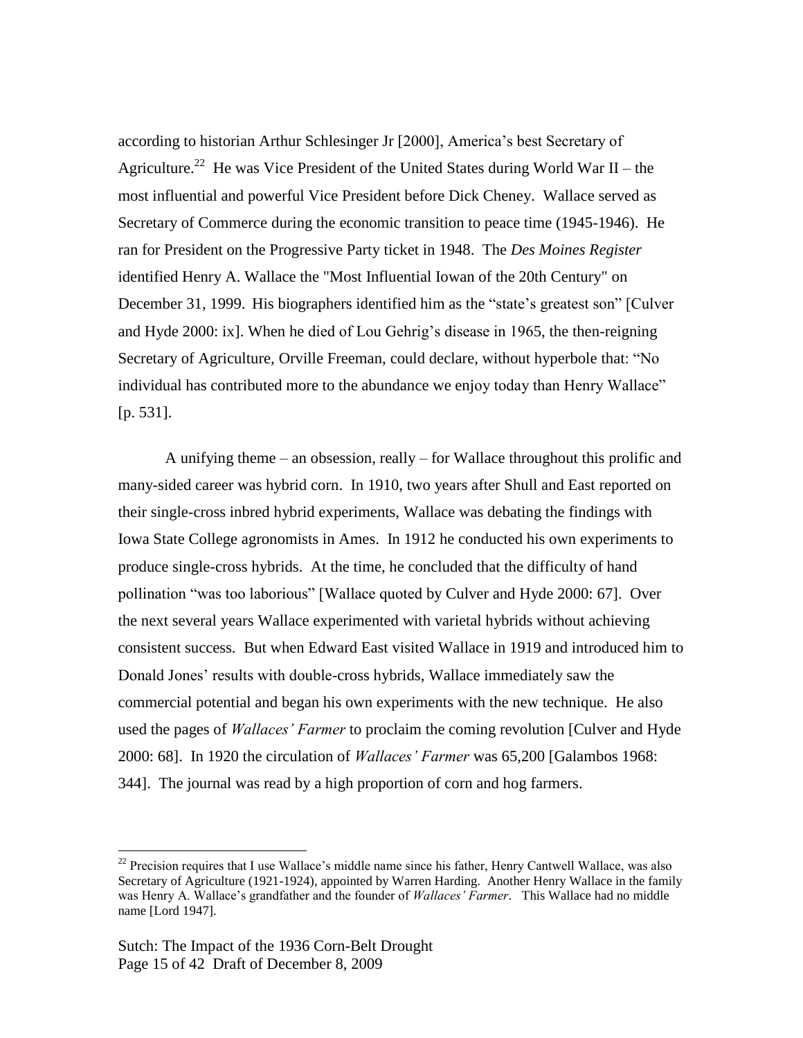according to historian Arthur Schlesinger Jr [2000], America's best Secretary of Agriculture.[22] He was Vice President of the United States during World War II – the most influential and powerful Vice President before Dick Cheney. Wallace served as Secretary of Commerce during the economic transition to peace time (1945-1946). He ran for President on the Progressive Party ticket in 1948. The *Des Moines Register* identified Henry A. Wallace the "Most Influential Iowan of the 20th Century" on December 31, 1999. His biographers identified him as the "state's greatest son" [Culver and Hyde 2000: ix]. When he died of Lou Gehrig's disease in 1965, the then-reigning Secretary of Agriculture, Orville Freeman, could declare, without hyperbole that: "No individual has contributed more to the abundance we enjoy today than Henry Wallace" [p. 531].

A unifying theme – an obsession, really – for Wallace throughout this prolific and many-sided career was hybrid corn. In 1910, two years after Shull and East reported on their single-cross inbred hybrid experiments, Wallace was debating the findings with Iowa State College agronomists in Ames. In 1912 he conducted his own experiments to produce single-cross hybrids. At the time, he concluded that the difficulty of hand pollination "was too laborious" [Wallace quoted by Culver and Hyde 2000: 67]. Over the next several years Wallace experimented with varietal hybrids without achieving consistent success. But when Edward East visited Wallace in 1919 and introduced him to Donald Jones' results with double-cross hybrids, Wallace immediately saw the commercial potential and began his own experiments with the new technique. He also used the pages of *Wallaces' Farmer* to proclaim the coming revolution [Culver and Hyde 2000: 68]. In 1920 the circulation of *Wallaces' Farmer* was 65,200 [Galambos 1968: 344]. The journal was read by a high proportion of corn and hog farmers.

---

[22] Precision requires that I use Wallace's middle name since his father, Henry Cantwell Wallace, was also Secretary of Agriculture (1921-1924), appointed by Warren Harding. Another Henry Wallace in the family was Henry A. Wallace's grandfather and the founder of *Wallaces' Farmer*. This Wallace had no middle name [Lord 1947].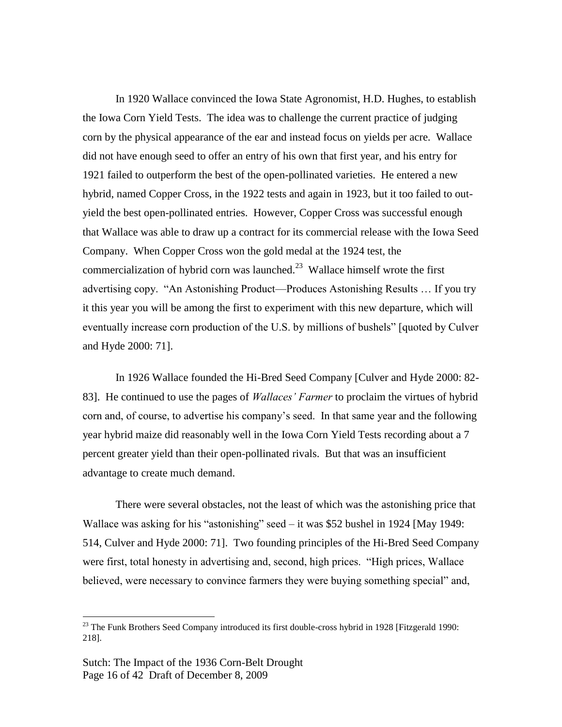In 1920 Wallace convinced the Iowa State Agronomist, H.D. Hughes, to establish the Iowa Corn Yield Tests. The idea was to challenge the current practice of judging corn by the physical appearance of the ear and instead focus on yields per acre. Wallace did not have enough seed to offer an entry of his own that first year, and his entry for 1921 failed to outperform the best of the open-pollinated varieties. He entered a new hybrid, named Copper Cross, in the 1922 tests and again in 1923, but it too failed to out-yield the best open-pollinated entries. However, Copper Cross was successful enough that Wallace was able to draw up a contract for its commercial release with the Iowa Seed Company. When Copper Cross won the gold medal at the 1924 test, the commercialization of hybrid corn was launched.[23] Wallace himself wrote the first advertising copy. "An Astonishing Product—Produces Astonishing Results … If you try it this year you will be among the first to experiment with this new departure, which will eventually increase corn production of the U.S. by millions of bushels" [quoted by Culver and Hyde 2000: 71].

In 1926 Wallace founded the Hi-Bred Seed Company [Culver and Hyde 2000: 82-83]. He continued to use the pages of *Wallaces' Farmer* to proclaim the virtues of hybrid corn and, of course, to advertise his company's seed. In that same year and the following year hybrid maize did reasonably well in the Iowa Corn Yield Tests recording about a 7 percent greater yield than their open-pollinated rivals. But that was an insufficient advantage to create much demand.

There were several obstacles, not the least of which was the astonishing price that Wallace was asking for his "astonishing" seed – it was $52 bushel in 1924 [May 1949: 514, Culver and Hyde 2000: 71]. Two founding principles of the Hi-Bred Seed Company were first, total honesty in advertising and, second, high prices. "High prices, Wallace believed, were necessary to convince farmers they were buying something special" and,

[23] The Funk Brothers Seed Company introduced its first double-cross hybrid in 1928 [Fitzgerald 1990: 218].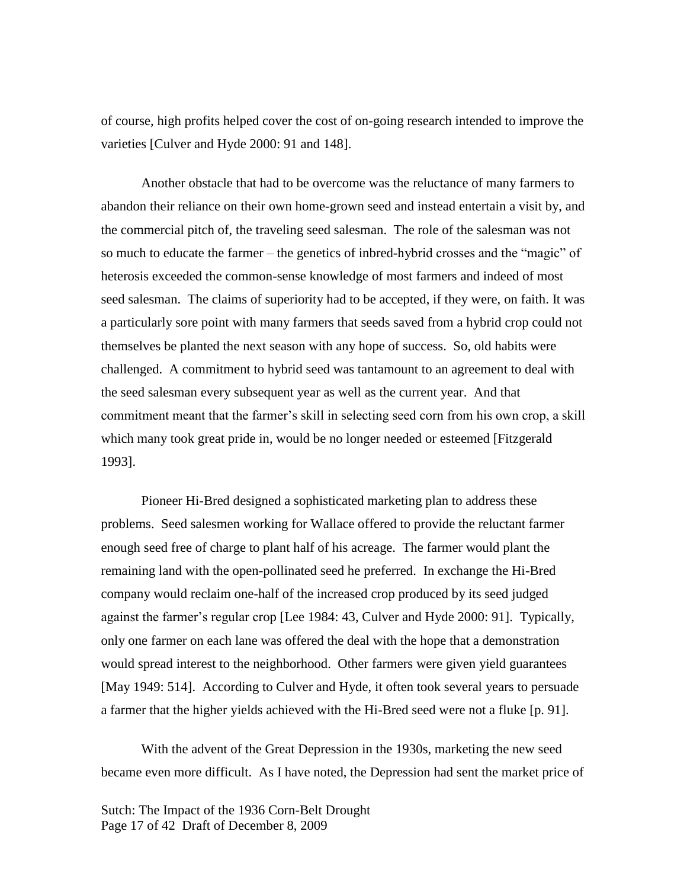of course, high profits helped cover the cost of on-going research intended to improve the varieties [Culver and Hyde 2000: 91 and 148].

Another obstacle that had to be overcome was the reluctance of many farmers to abandon their reliance on their own home-grown seed and instead entertain a visit by, and the commercial pitch of, the traveling seed salesman. The role of the salesman was not so much to educate the farmer – the genetics of inbred-hybrid crosses and the "magic" of heterosis exceeded the common-sense knowledge of most farmers and indeed of most seed salesman. The claims of superiority had to be accepted, if they were, on faith. It was a particularly sore point with many farmers that seeds saved from a hybrid crop could not themselves be planted the next season with any hope of success. So, old habits were challenged. A commitment to hybrid seed was tantamount to an agreement to deal with the seed salesman every subsequent year as well as the current year. And that commitment meant that the farmer's skill in selecting seed corn from his own crop, a skill which many took great pride in, would be no longer needed or esteemed [Fitzgerald 1993].

Pioneer Hi-Bred designed a sophisticated marketing plan to address these problems. Seed salesmen working for Wallace offered to provide the reluctant farmer enough seed free of charge to plant half of his acreage. The farmer would plant the remaining land with the open-pollinated seed he preferred. In exchange the Hi-Bred company would reclaim one-half of the increased crop produced by its seed judged against the farmer's regular crop [Lee 1984: 43, Culver and Hyde 2000: 91]. Typically, only one farmer on each lane was offered the deal with the hope that a demonstration would spread interest to the neighborhood. Other farmers were given yield guarantees [May 1949: 514]. According to Culver and Hyde, it often took several years to persuade a farmer that the higher yields achieved with the Hi-Bred seed were not a fluke [p. 91].

With the advent of the Great Depression in the 1930s, marketing the new seed became even more difficult. As I have noted, the Depression had sent the market price of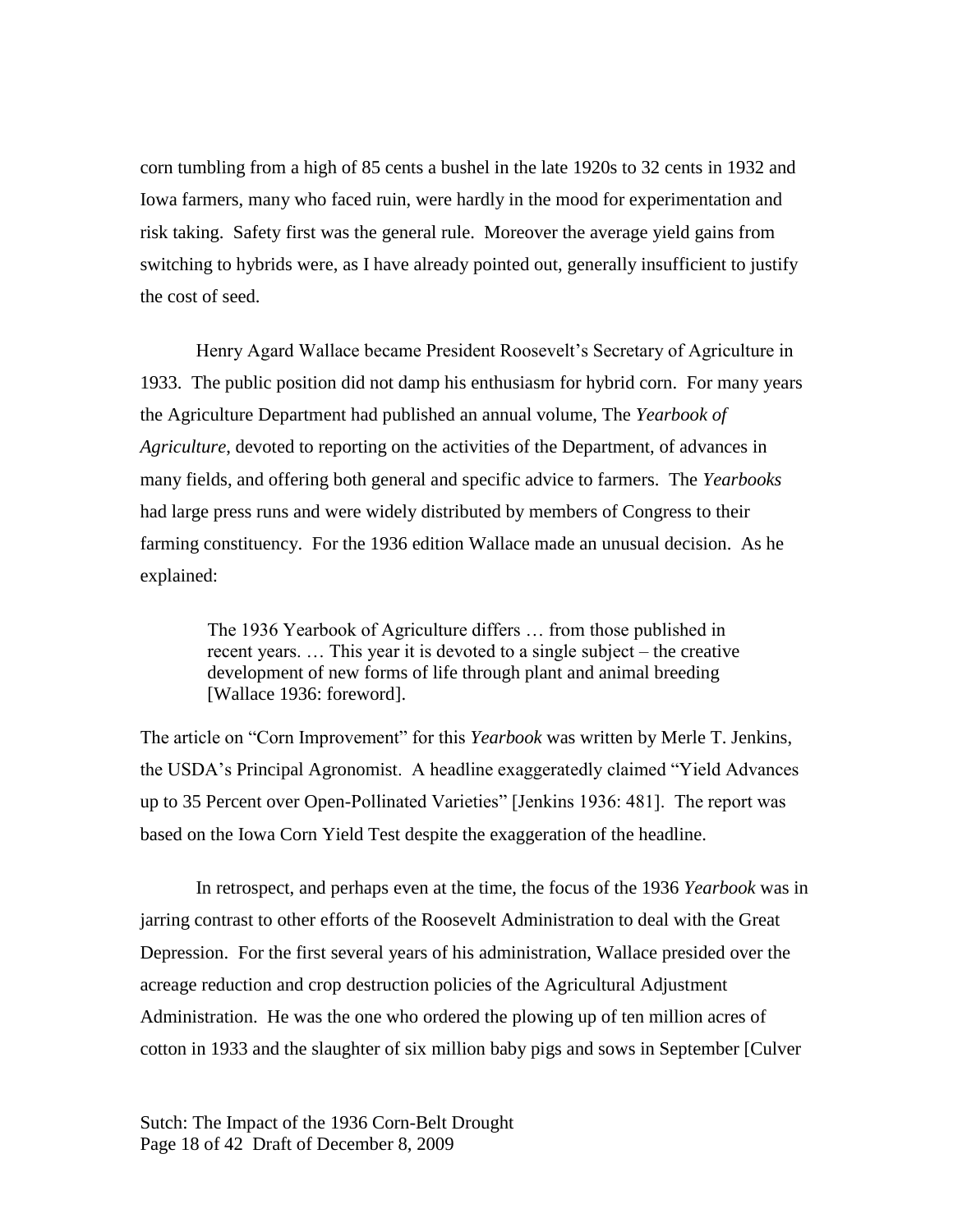corn tumbling from a high of 85 cents a bushel in the late 1920s to 32 cents in 1932 and Iowa farmers, many who faced ruin, were hardly in the mood for experimentation and risk taking. Safety first was the general rule. Moreover the average yield gains from switching to hybrids were, as I have already pointed out, generally insufficient to justify the cost of seed.

Henry Agard Wallace became President Roosevelt's Secretary of Agriculture in 1933. The public position did not damp his enthusiasm for hybrid corn. For many years the Agriculture Department had published an annual volume, The *Yearbook of Agriculture*, devoted to reporting on the activities of the Department, of advances in many fields, and offering both general and specific advice to farmers. The *Yearbooks* had large press runs and were widely distributed by members of Congress to their farming constituency. For the 1936 edition Wallace made an unusual decision. As he explained:

> The 1936 Yearbook of Agriculture differs … from those published in recent years. … This year it is devoted to a single subject – the creative development of new forms of life through plant and animal breeding [Wallace 1936: foreword].

The article on "Corn Improvement" for this *Yearbook* was written by Merle T. Jenkins, the USDA's Principal Agronomist. A headline exaggeratedly claimed "Yield Advances up to 35 Percent over Open-Pollinated Varieties" [Jenkins 1936: 481]. The report was based on the Iowa Corn Yield Test despite the exaggeration of the headline.

In retrospect, and perhaps even at the time, the focus of the 1936 *Yearbook* was in jarring contrast to other efforts of the Roosevelt Administration to deal with the Great Depression. For the first several years of his administration, Wallace presided over the acreage reduction and crop destruction policies of the Agricultural Adjustment Administration. He was the one who ordered the plowing up of ten million acres of cotton in 1933 and the slaughter of six million baby pigs and sows in September [Culver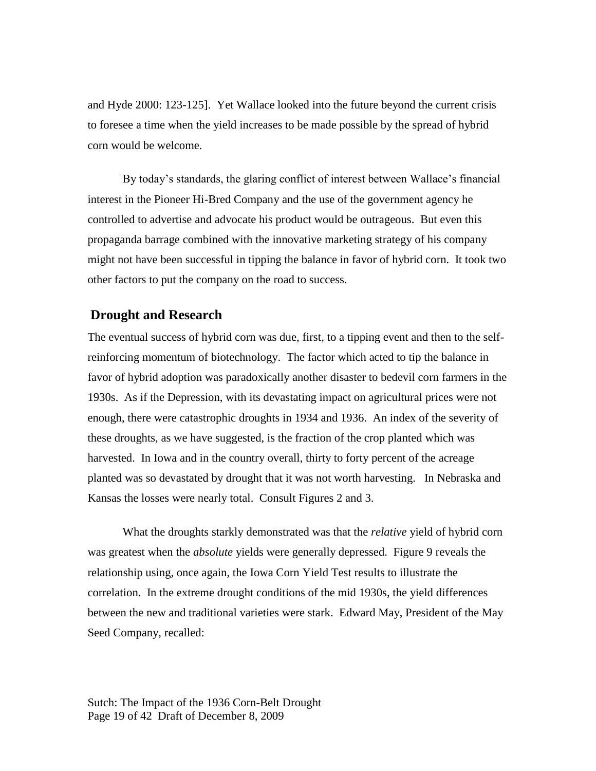and Hyde 2000: 123-125]. Yet Wallace looked into the future beyond the current crisis to foresee a time when the yield increases to be made possible by the spread of hybrid corn would be welcome.

By today's standards, the glaring conflict of interest between Wallace's financial interest in the Pioneer Hi-Bred Company and the use of the government agency he controlled to advertise and advocate his product would be outrageous. But even this propaganda barrage combined with the innovative marketing strategy of his company might not have been successful in tipping the balance in favor of hybrid corn. It took two other factors to put the company on the road to success.

## Drought and Research

The eventual success of hybrid corn was due, first, to a tipping event and then to the self-reinforcing momentum of biotechnology. The factor which acted to tip the balance in favor of hybrid adoption was paradoxically another disaster to bedevil corn farmers in the 1930s. As if the Depression, with its devastating impact on agricultural prices were not enough, there were catastrophic droughts in 1934 and 1936. An index of the severity of these droughts, as we have suggested, is the fraction of the crop planted which was harvested. In Iowa and in the country overall, thirty to forty percent of the acreage planted was so devastated by drought that it was not worth harvesting. In Nebraska and Kansas the losses were nearly total. Consult Figures 2 and 3.

What the droughts starkly demonstrated was that the *relative* yield of hybrid corn was greatest when the *absolute* yields were generally depressed. Figure 9 reveals the relationship using, once again, the Iowa Corn Yield Test results to illustrate the correlation. In the extreme drought conditions of the mid 1930s, the yield differences between the new and traditional varieties were stark. Edward May, President of the May Seed Company, recalled: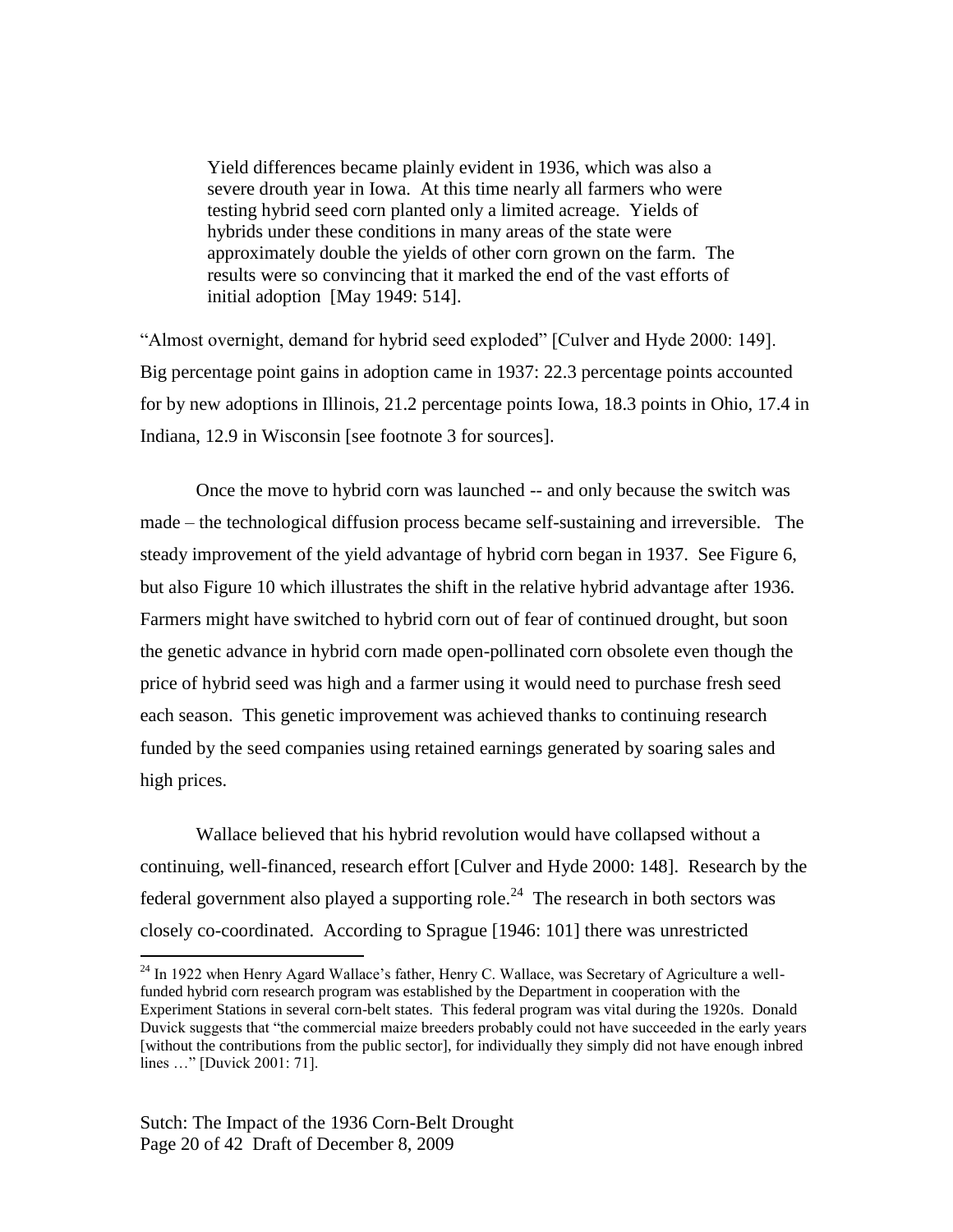> Yield differences became plainly evident in 1936, which was also a severe drouth year in Iowa. At this time nearly all farmers who were testing hybrid seed corn planted only a limited acreage. Yields of hybrids under these conditions in many areas of the state were approximately double the yields of other corn grown on the farm. The results were so convincing that it marked the end of the vast efforts of initial adoption [May 1949: 514].

"Almost overnight, demand for hybrid seed exploded" [Culver and Hyde 2000: 149]. Big percentage point gains in adoption came in 1937: 22.3 percentage points accounted for by new adoptions in Illinois, 21.2 percentage points Iowa, 18.3 points in Ohio, 17.4 in Indiana, 12.9 in Wisconsin [see footnote 3 for sources].

Once the move to hybrid corn was launched -- and only because the switch was made – the technological diffusion process became self-sustaining and irreversible. The steady improvement of the yield advantage of hybrid corn began in 1937. See Figure 6, but also Figure 10 which illustrates the shift in the relative hybrid advantage after 1936. Farmers might have switched to hybrid corn out of fear of continued drought, but soon the genetic advance in hybrid corn made open-pollinated corn obsolete even though the price of hybrid seed was high and a farmer using it would need to purchase fresh seed each season. This genetic improvement was achieved thanks to continuing research funded by the seed companies using retained earnings generated by soaring sales and high prices.

Wallace believed that his hybrid revolution would have collapsed without a continuing, well-financed, research effort [Culver and Hyde 2000: 148]. Research by the federal government also played a supporting role.[24] The research in both sectors was closely co-coordinated. According to Sprague [1946: 101] there was unrestricted

[24] In 1922 when Henry Agard Wallace's father, Henry C. Wallace, was Secretary of Agriculture a well-funded hybrid corn research program was established by the Department in cooperation with the Experiment Stations in several corn-belt states. This federal program was vital during the 1920s. Donald Duvick suggests that "the commercial maize breeders probably could not have succeeded in the early years [without the contributions from the public sector], for individually they simply did not have enough inbred lines …" [Duvick 2001: 71].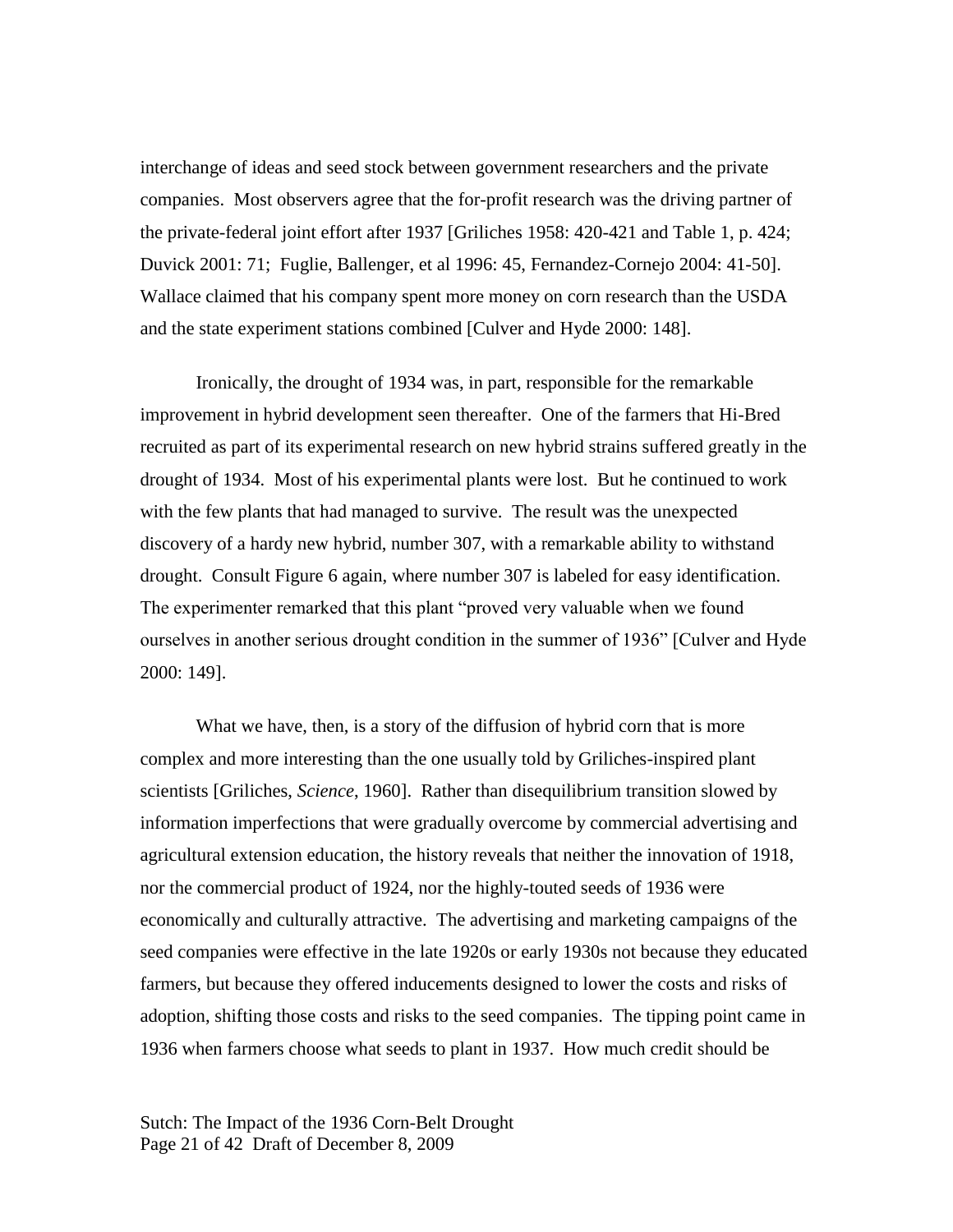interchange of ideas and seed stock between government researchers and the private companies. Most observers agree that the for-profit research was the driving partner of the private-federal joint effort after 1937 [Griliches 1958: 420-421 and Table 1, p. 424; Duvick 2001: 71; Fuglie, Ballenger, et al 1996: 45, Fernandez-Cornejo 2004: 41-50]. Wallace claimed that his company spent more money on corn research than the USDA and the state experiment stations combined [Culver and Hyde 2000: 148].

Ironically, the drought of 1934 was, in part, responsible for the remarkable improvement in hybrid development seen thereafter. One of the farmers that Hi-Bred recruited as part of its experimental research on new hybrid strains suffered greatly in the drought of 1934. Most of his experimental plants were lost. But he continued to work with the few plants that had managed to survive. The result was the unexpected discovery of a hardy new hybrid, number 307, with a remarkable ability to withstand drought. Consult Figure 6 again, where number 307 is labeled for easy identification. The experimenter remarked that this plant "proved very valuable when we found ourselves in another serious drought condition in the summer of 1936" [Culver and Hyde 2000: 149].

What we have, then, is a story of the diffusion of hybrid corn that is more complex and more interesting than the one usually told by Griliches-inspired plant scientists [Griliches, *Science*, 1960]. Rather than disequilibrium transition slowed by information imperfections that were gradually overcome by commercial advertising and agricultural extension education, the history reveals that neither the innovation of 1918, nor the commercial product of 1924, nor the highly-touted seeds of 1936 were economically and culturally attractive. The advertising and marketing campaigns of the seed companies were effective in the late 1920s or early 1930s not because they educated farmers, but because they offered inducements designed to lower the costs and risks of adoption, shifting those costs and risks to the seed companies. The tipping point came in 1936 when farmers choose what seeds to plant in 1937. How much credit should be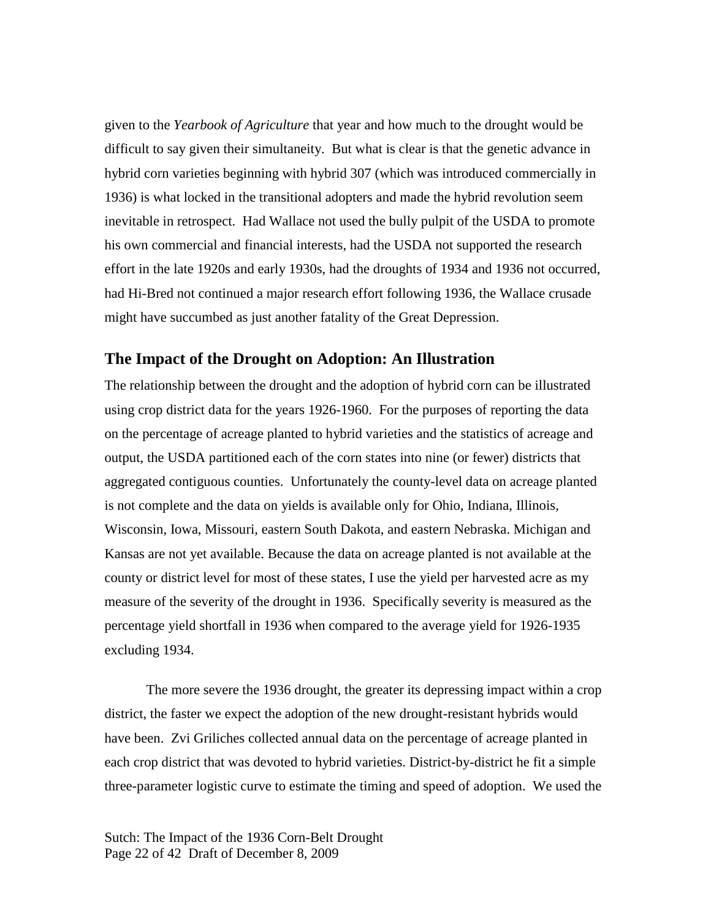given to the *Yearbook of Agriculture* that year and how much to the drought would be difficult to say given their simultaneity. But what is clear is that the genetic advance in hybrid corn varieties beginning with hybrid 307 (which was introduced commercially in 1936) is what locked in the transitional adopters and made the hybrid revolution seem inevitable in retrospect. Had Wallace not used the bully pulpit of the USDA to promote his own commercial and financial interests, had the USDA not supported the research effort in the late 1920s and early 1930s, had the droughts of 1934 and 1936 not occurred, had Hi-Bred not continued a major research effort following 1936, the Wallace crusade might have succumbed as just another fatality of the Great Depression.

## The Impact of the Drought on Adoption: An Illustration

The relationship between the drought and the adoption of hybrid corn can be illustrated using crop district data for the years 1926-1960. For the purposes of reporting the data on the percentage of acreage planted to hybrid varieties and the statistics of acreage and output, the USDA partitioned each of the corn states into nine (or fewer) districts that aggregated contiguous counties. Unfortunately the county-level data on acreage planted is not complete and the data on yields is available only for Ohio, Indiana, Illinois, Wisconsin, Iowa, Missouri, eastern South Dakota, and eastern Nebraska. Michigan and Kansas are not yet available. Because the data on acreage planted is not available at the county or district level for most of these states, I use the yield per harvested acre as my measure of the severity of the drought in 1936. Specifically severity is measured as the percentage yield shortfall in 1936 when compared to the average yield for 1926-1935 excluding 1934.

The more severe the 1936 drought, the greater its depressing impact within a crop district, the faster we expect the adoption of the new drought-resistant hybrids would have been. Zvi Griliches collected annual data on the percentage of acreage planted in each crop district that was devoted to hybrid varieties. District-by-district he fit a simple three-parameter logistic curve to estimate the timing and speed of adoption. We used the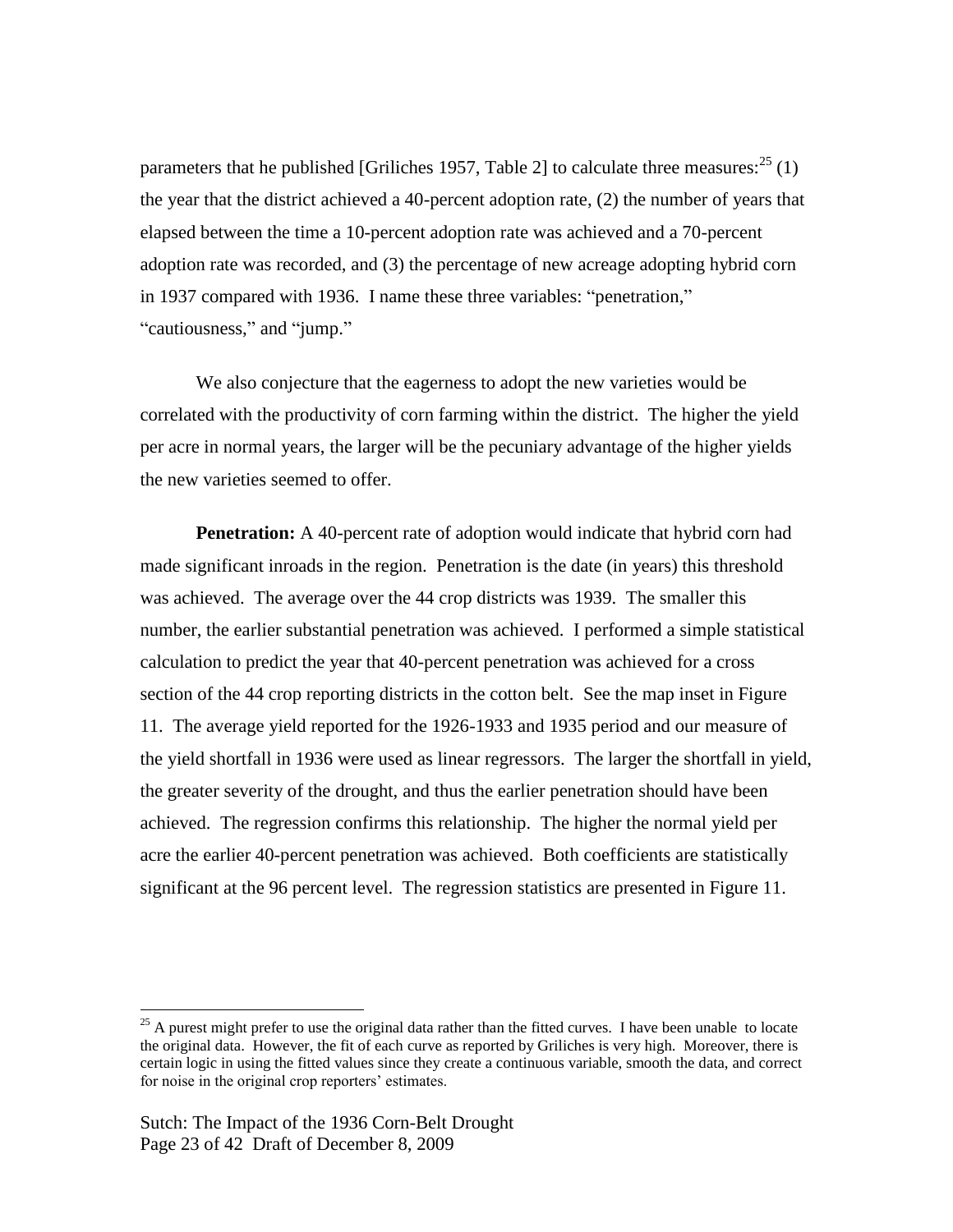parameters that he published [Griliches 1957, Table 2] to calculate three measures:[25] (1) the year that the district achieved a 40-percent adoption rate, (2) the number of years that elapsed between the time a 10-percent adoption rate was achieved and a 70-percent adoption rate was recorded, and (3) the percentage of new acreage adopting hybrid corn in 1937 compared with 1936. I name these three variables: "penetration," "cautiousness," and "jump."

We also conjecture that the eagerness to adopt the new varieties would be correlated with the productivity of corn farming within the district. The higher the yield per acre in normal years, the larger will be the pecuniary advantage of the higher yields the new varieties seemed to offer.

**Penetration:** A 40-percent rate of adoption would indicate that hybrid corn had made significant inroads in the region. Penetration is the date (in years) this threshold was achieved. The average over the 44 crop districts was 1939. The smaller this number, the earlier substantial penetration was achieved. I performed a simple statistical calculation to predict the year that 40-percent penetration was achieved for a cross section of the 44 crop reporting districts in the cotton belt. See the map inset in Figure 11. The average yield reported for the 1926-1933 and 1935 period and our measure of the yield shortfall in 1936 were used as linear regressors. The larger the shortfall in yield, the greater severity of the drought, and thus the earlier penetration should have been achieved. The regression confirms this relationship. The higher the normal yield per acre the earlier 40-percent penetration was achieved. Both coefficients are statistically significant at the 96 percent level. The regression statistics are presented in Figure 11.

---

[25] A purest might prefer to use the original data rather than the fitted curves. I have been unable to locate the original data. However, the fit of each curve as reported by Griliches is very high. Moreover, there is certain logic in using the fitted values since they create a continuous variable, smooth the data, and correct for noise in the original crop reporters' estimates.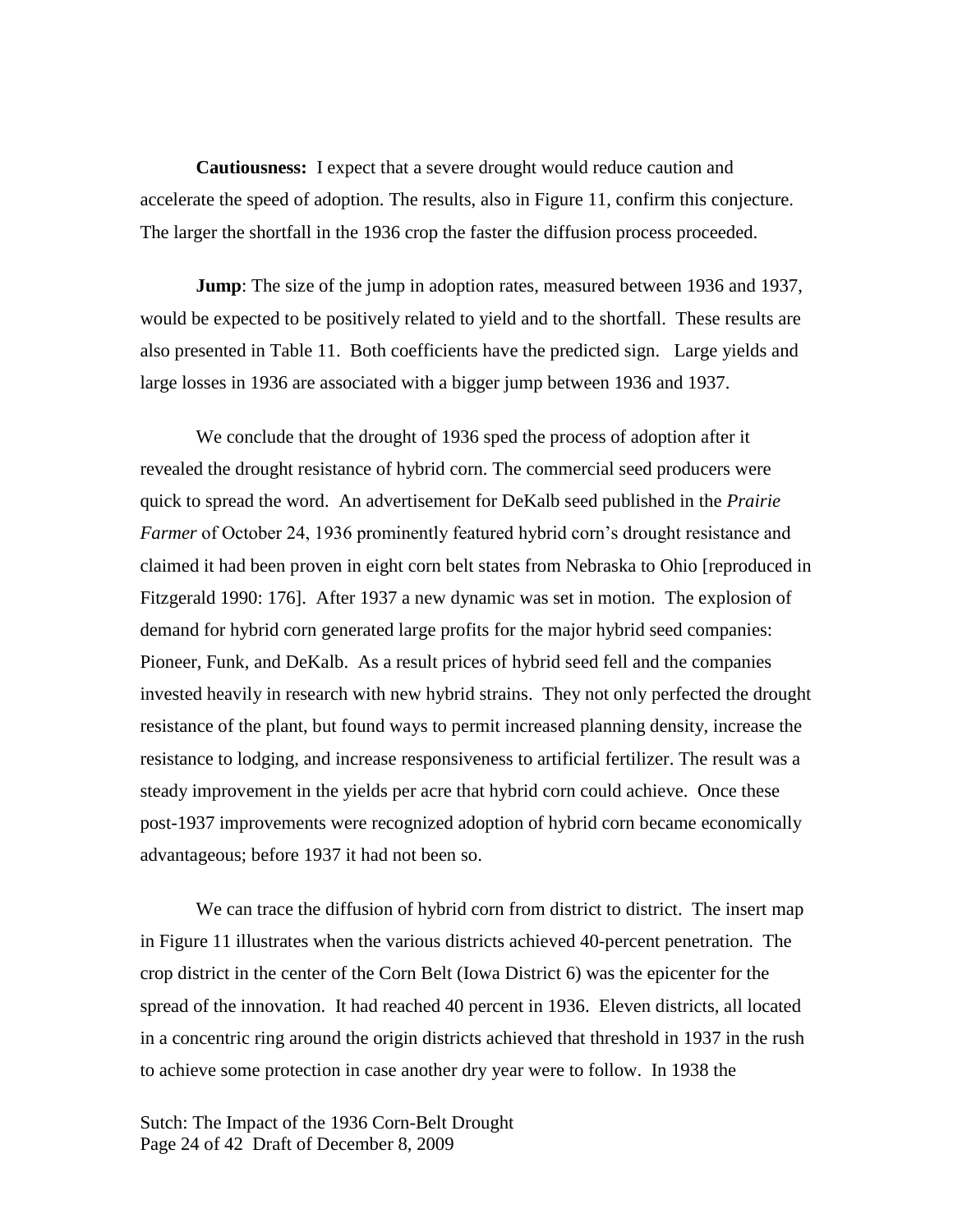**Cautiousness:** I expect that a severe drought would reduce caution and accelerate the speed of adoption. The results, also in Figure 11, confirm this conjecture. The larger the shortfall in the 1936 crop the faster the diffusion process proceeded.

**Jump**: The size of the jump in adoption rates, measured between 1936 and 1937, would be expected to be positively related to yield and to the shortfall. These results are also presented in Table 11. Both coefficients have the predicted sign. Large yields and large losses in 1936 are associated with a bigger jump between 1936 and 1937.

We conclude that the drought of 1936 sped the process of adoption after it revealed the drought resistance of hybrid corn. The commercial seed producers were quick to spread the word. An advertisement for DeKalb seed published in the *Prairie Farmer* of October 24, 1936 prominently featured hybrid corn's drought resistance and claimed it had been proven in eight corn belt states from Nebraska to Ohio [reproduced in Fitzgerald 1990: 176]. After 1937 a new dynamic was set in motion. The explosion of demand for hybrid corn generated large profits for the major hybrid seed companies: Pioneer, Funk, and DeKalb. As a result prices of hybrid seed fell and the companies invested heavily in research with new hybrid strains. They not only perfected the drought resistance of the plant, but found ways to permit increased planning density, increase the resistance to lodging, and increase responsiveness to artificial fertilizer. The result was a steady improvement in the yields per acre that hybrid corn could achieve. Once these post-1937 improvements were recognized adoption of hybrid corn became economically advantageous; before 1937 it had not been so.

We can trace the diffusion of hybrid corn from district to district. The insert map in Figure 11 illustrates when the various districts achieved 40-percent penetration. The crop district in the center of the Corn Belt (Iowa District 6) was the epicenter for the spread of the innovation. It had reached 40 percent in 1936. Eleven districts, all located in a concentric ring around the origin districts achieved that threshold in 1937 in the rush to achieve some protection in case another dry year were to follow. In 1938 the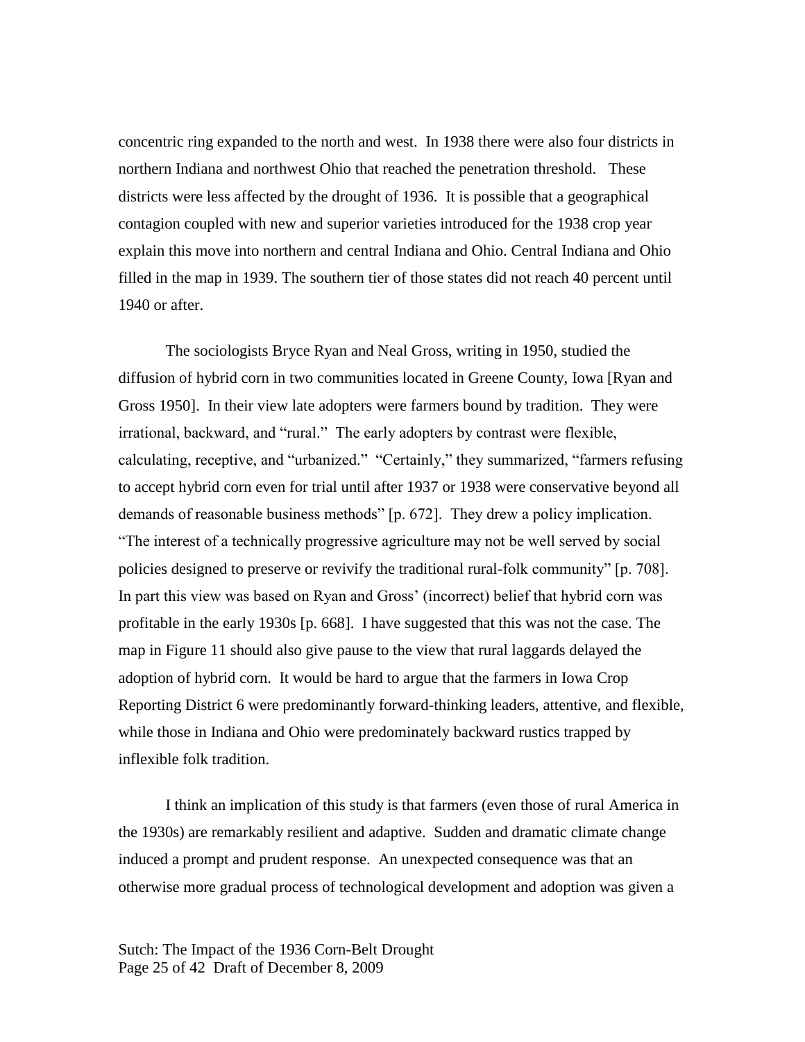concentric ring expanded to the north and west. In 1938 there were also four districts in northern Indiana and northwest Ohio that reached the penetration threshold. These districts were less affected by the drought of 1936. It is possible that a geographical contagion coupled with new and superior varieties introduced for the 1938 crop year explain this move into northern and central Indiana and Ohio. Central Indiana and Ohio filled in the map in 1939. The southern tier of those states did not reach 40 percent until 1940 or after.

The sociologists Bryce Ryan and Neal Gross, writing in 1950, studied the diffusion of hybrid corn in two communities located in Greene County, Iowa [Ryan and Gross 1950]. In their view late adopters were farmers bound by tradition. They were irrational, backward, and "rural." The early adopters by contrast were flexible, calculating, receptive, and "urbanized." "Certainly," they summarized, "farmers refusing to accept hybrid corn even for trial until after 1937 or 1938 were conservative beyond all demands of reasonable business methods" [p. 672]. They drew a policy implication. "The interest of a technically progressive agriculture may not be well served by social policies designed to preserve or revivify the traditional rural-folk community" [p. 708]. In part this view was based on Ryan and Gross' (incorrect) belief that hybrid corn was profitable in the early 1930s [p. 668]. I have suggested that this was not the case. The map in Figure 11 should also give pause to the view that rural laggards delayed the adoption of hybrid corn. It would be hard to argue that the farmers in Iowa Crop Reporting District 6 were predominantly forward-thinking leaders, attentive, and flexible, while those in Indiana and Ohio were predominately backward rustics trapped by inflexible folk tradition.

I think an implication of this study is that farmers (even those of rural America in the 1930s) are remarkably resilient and adaptive. Sudden and dramatic climate change induced a prompt and prudent response. An unexpected consequence was that an otherwise more gradual process of technological development and adoption was given a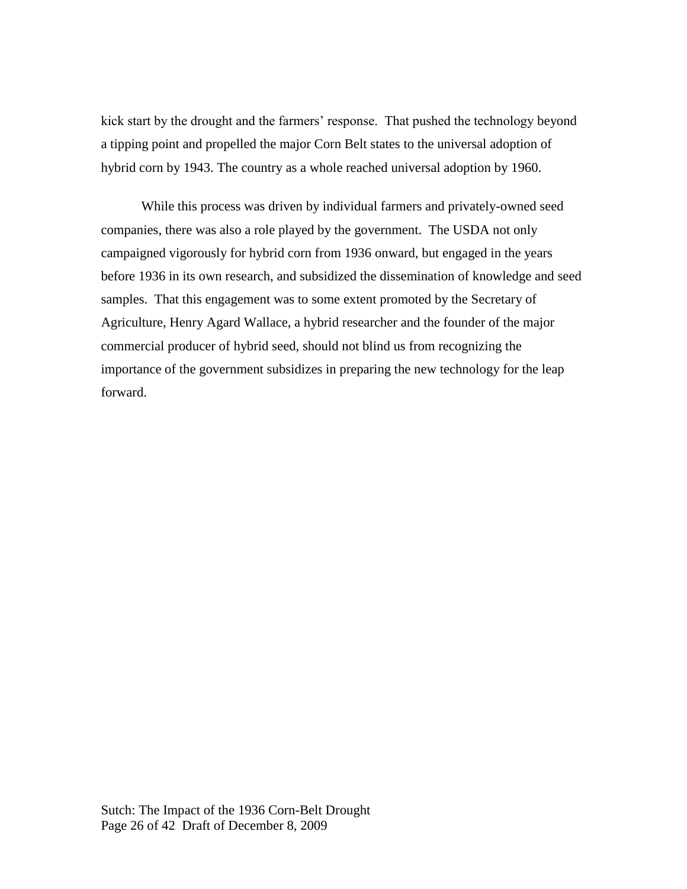kick start by the drought and the farmers' response. That pushed the technology beyond a tipping point and propelled the major Corn Belt states to the universal adoption of hybrid corn by 1943. The country as a whole reached universal adoption by 1960.

While this process was driven by individual farmers and privately-owned seed companies, there was also a role played by the government. The USDA not only campaigned vigorously for hybrid corn from 1936 onward, but engaged in the years before 1936 in its own research, and subsidized the dissemination of knowledge and seed samples. That this engagement was to some extent promoted by the Secretary of Agriculture, Henry Agard Wallace, a hybrid researcher and the founder of the major commercial producer of hybrid seed, should not blind us from recognizing the importance of the government subsidizes in preparing the new technology for the leap forward.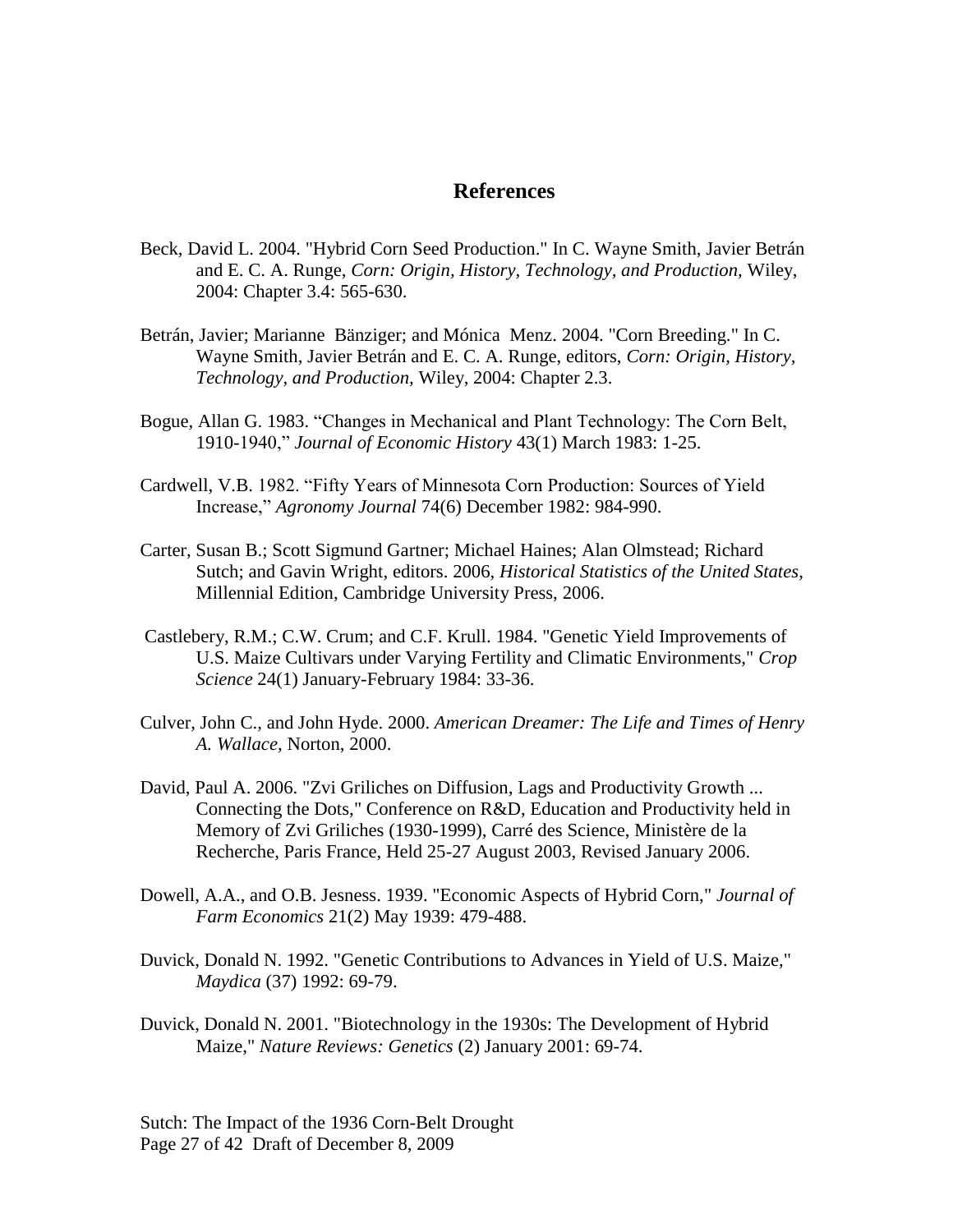## References

Beck, David L. 2004. "Hybrid Corn Seed Production." In C. Wayne Smith, Javier Betrán and E. C. A. Runge, *Corn: Origin, History, Technology, and Production,* Wiley, 2004: Chapter 3.4: 565-630.

Betrán, Javier; Marianne Bänziger; and Mónica Menz. 2004. "Corn Breeding." In C. Wayne Smith, Javier Betrán and E. C. A. Runge, editors, *Corn: Origin, History, Technology, and Production,* Wiley, 2004: Chapter 2.3.

Bogue, Allan G. 1983. "Changes in Mechanical and Plant Technology: The Corn Belt, 1910-1940," *Journal of Economic History* 43(1) March 1983: 1-25.

Cardwell, V.B. 1982. "Fifty Years of Minnesota Corn Production: Sources of Yield Increase," *Agronomy Journal* 74(6) December 1982: 984-990.

Carter, Susan B.; Scott Sigmund Gartner; Michael Haines; Alan Olmstead; Richard Sutch; and Gavin Wright, editors. 2006, *Historical Statistics of the United States*, Millennial Edition, Cambridge University Press, 2006.

Castlebery, R.M.; C.W. Crum; and C.F. Krull. 1984. "Genetic Yield Improvements of U.S. Maize Cultivars under Varying Fertility and Climatic Environments," *Crop Science* 24(1) January-February 1984: 33-36.

Culver, John C., and John Hyde. 2000. *American Dreamer: The Life and Times of Henry A. Wallace*, Norton, 2000.

David, Paul A. 2006. "Zvi Griliches on Diffusion, Lags and Productivity Growth ... Connecting the Dots," Conference on R&D, Education and Productivity held in Memory of Zvi Griliches (1930-1999), Carré des Science, Ministère de la Recherche, Paris France, Held 25-27 August 2003, Revised January 2006.

Dowell, A.A., and O.B. Jesness. 1939. "Economic Aspects of Hybrid Corn," *Journal of Farm Economics* 21(2) May 1939: 479-488.

Duvick, Donald N. 1992. "Genetic Contributions to Advances in Yield of U.S. Maize," *Maydica* (37) 1992: 69-79.

Duvick, Donald N. 2001. "Biotechnology in the 1930s: The Development of Hybrid Maize," *Nature Reviews: Genetics* (2) January 2001: 69-74.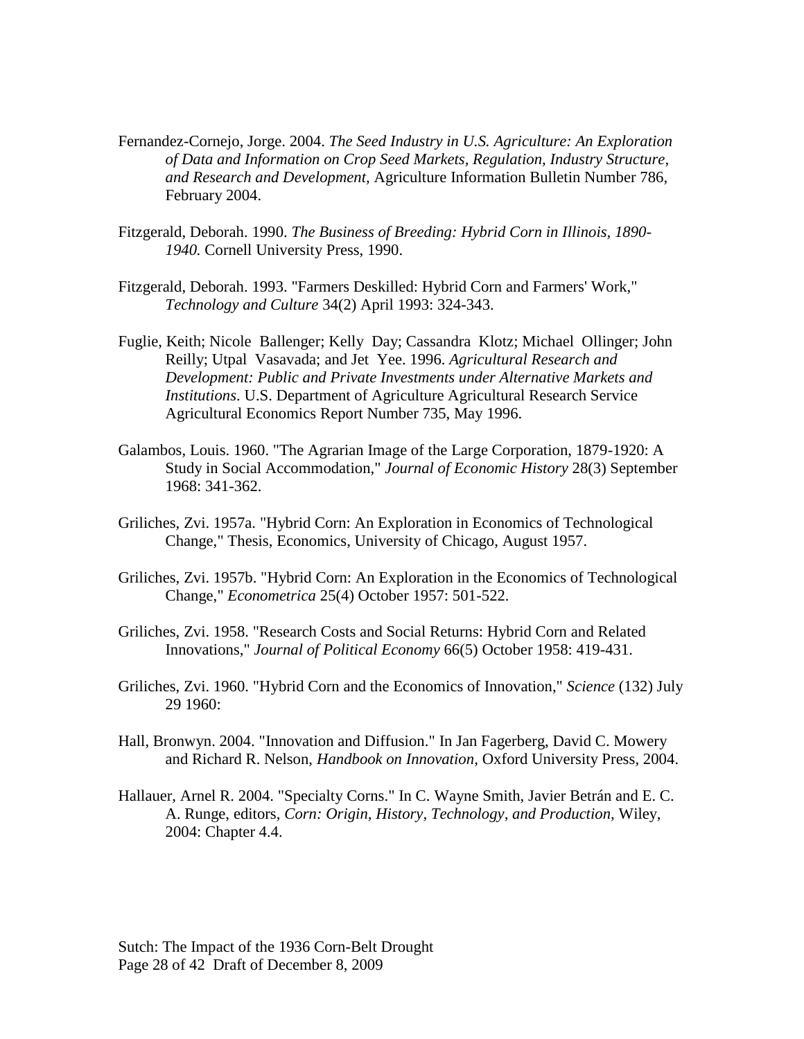Fernandez-Cornejo, Jorge. 2004. *The Seed Industry in U.S. Agriculture: An Exploration of Data and Information on Crop Seed Markets, Regulation, Industry Structure, and Research and Development*, Agriculture Information Bulletin Number 786, February 2004.

Fitzgerald, Deborah. 1990. *The Business of Breeding: Hybrid Corn in Illinois, 1890-1940.* Cornell University Press, 1990.

Fitzgerald, Deborah. 1993. "Farmers Deskilled: Hybrid Corn and Farmers' Work," *Technology and Culture* 34(2) April 1993: 324-343.

Fuglie, Keith; Nicole Ballenger; Kelly Day; Cassandra Klotz; Michael Ollinger; John Reilly; Utpal Vasavada; and Jet Yee. 1996. *Agricultural Research and Development: Public and Private Investments under Alternative Markets and Institutions*. U.S. Department of Agriculture Agricultural Research Service Agricultural Economics Report Number 735, May 1996.

Galambos, Louis. 1960. "The Agrarian Image of the Large Corporation, 1879-1920: A Study in Social Accommodation," *Journal of Economic History* 28(3) September 1968: 341-362.

Griliches, Zvi. 1957a. "Hybrid Corn: An Exploration in Economics of Technological Change," Thesis, Economics, University of Chicago, August 1957.

Griliches, Zvi. 1957b. "Hybrid Corn: An Exploration in the Economics of Technological Change," *Econometrica* 25(4) October 1957: 501-522.

Griliches, Zvi. 1958. "Research Costs and Social Returns: Hybrid Corn and Related Innovations," *Journal of Political Economy* 66(5) October 1958: 419-431.

Griliches, Zvi. 1960. "Hybrid Corn and the Economics of Innovation," *Science* (132) July 29 1960:

Hall, Bronwyn. 2004. "Innovation and Diffusion." In Jan Fagerberg, David C. Mowery and Richard R. Nelson, *Handbook on Innovation*, Oxford University Press, 2004.

Hallauer, Arnel R. 2004. "Specialty Corns." In C. Wayne Smith, Javier Betrán and E. C. A. Runge, editors, *Corn: Origin, History, Technology, and Production*, Wiley, 2004: Chapter 4.4.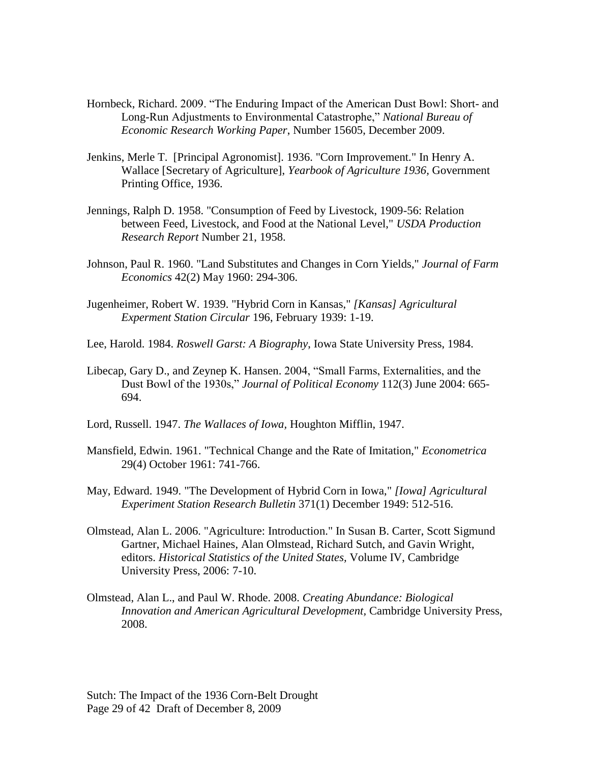Hornbeck, Richard. 2009. "The Enduring Impact of the American Dust Bowl: Short- and Long-Run Adjustments to Environmental Catastrophe," *National Bureau of Economic Research Working Paper*, Number 15605, December 2009.

Jenkins, Merle T. [Principal Agronomist]. 1936. "Corn Improvement." In Henry A. Wallace [Secretary of Agriculture], *Yearbook of Agriculture 1936*, Government Printing Office, 1936.

Jennings, Ralph D. 1958. "Consumption of Feed by Livestock, 1909-56: Relation between Feed, Livestock, and Food at the National Level," *USDA Production Research Report* Number 21, 1958.

Johnson, Paul R. 1960. "Land Substitutes and Changes in Corn Yields," *Journal of Farm Economics* 42(2) May 1960: 294-306.

Jugenheimer, Robert W. 1939. "Hybrid Corn in Kansas," *[Kansas] Agricultural Experment Station Circular* 196, February 1939: 1-19.

Lee, Harold. 1984. *Roswell Garst: A Biography*, Iowa State University Press, 1984.

Libecap, Gary D., and Zeynep K. Hansen. 2004, "Small Farms, Externalities, and the Dust Bowl of the 1930s," *Journal of Political Economy* 112(3) June 2004: 665-694.

Lord, Russell. 1947. *The Wallaces of Iowa*, Houghton Mifflin, 1947.

Mansfield, Edwin. 1961. "Technical Change and the Rate of Imitation," *Econometrica* 29(4) October 1961: 741-766.

May, Edward. 1949. "The Development of Hybrid Corn in Iowa," *[Iowa] Agricultural Experiment Station Research Bulletin* 371(1) December 1949: 512-516.

Olmstead, Alan L. 2006. "Agriculture: Introduction." In Susan B. Carter, Scott Sigmund Gartner, Michael Haines, Alan Olmstead, Richard Sutch, and Gavin Wright, editors. *Historical Statistics of the United States*, Volume IV, Cambridge University Press, 2006: 7-10.

Olmstead, Alan L., and Paul W. Rhode. 2008. *Creating Abundance: Biological Innovation and American Agricultural Development*, Cambridge University Press, 2008.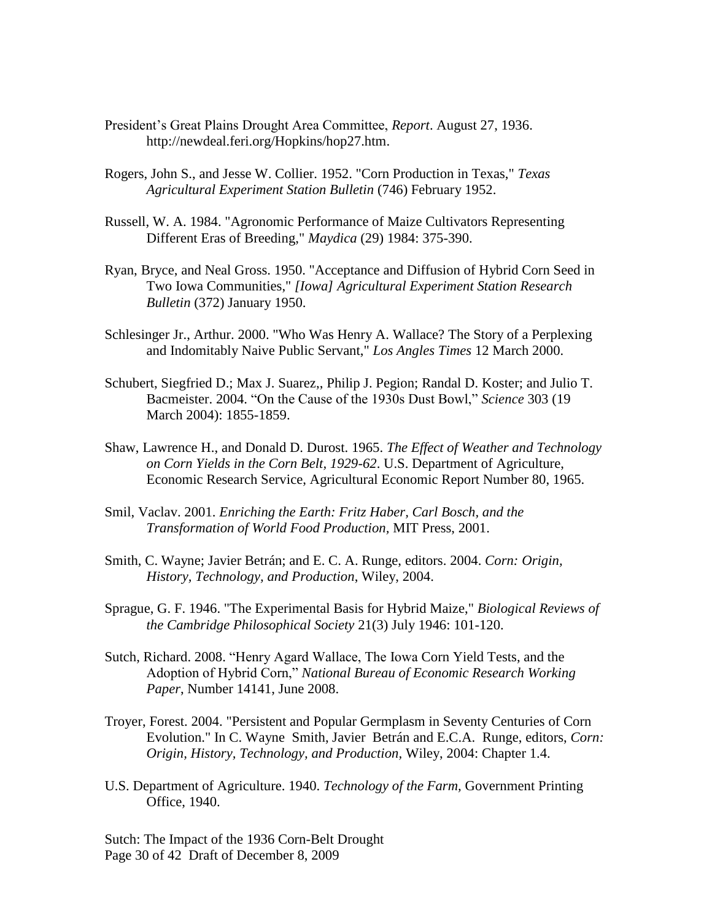President's Great Plains Drought Area Committee, *Report*. August 27, 1936. http://newdeal.feri.org/Hopkins/hop27.htm.

Rogers, John S., and Jesse W. Collier. 1952. "Corn Production in Texas," *Texas Agricultural Experiment Station Bulletin* (746) February 1952.

Russell, W. A. 1984. "Agronomic Performance of Maize Cultivators Representing Different Eras of Breeding," *Maydica* (29) 1984: 375-390.

Ryan, Bryce, and Neal Gross. 1950. "Acceptance and Diffusion of Hybrid Corn Seed in Two Iowa Communities," *[Iowa] Agricultural Experiment Station Research Bulletin* (372) January 1950.

Schlesinger Jr., Arthur. 2000. "Who Was Henry A. Wallace? The Story of a Perplexing and Indomitably Naive Public Servant," *Los Angles Times* 12 March 2000.

Schubert, Siegfried D.; Max J. Suarez,, Philip J. Pegion; Randal D. Koster; and Julio T. Bacmeister. 2004. "On the Cause of the 1930s Dust Bowl," *Science* 303 (19 March 2004): 1855-1859.

Shaw, Lawrence H., and Donald D. Durost. 1965. *The Effect of Weather and Technology on Corn Yields in the Corn Belt, 1929-62*. U.S. Department of Agriculture, Economic Research Service, Agricultural Economic Report Number 80, 1965.

Smil, Vaclav. 2001. *Enriching the Earth: Fritz Haber, Carl Bosch, and the Transformation of World Food Production,* MIT Press, 2001.

Smith, C. Wayne; Javier Betrán; and E. C. A. Runge, editors. 2004. *Corn: Origin, History, Technology, and Production*, Wiley, 2004.

Sprague, G. F. 1946. "The Experimental Basis for Hybrid Maize," *Biological Reviews of the Cambridge Philosophical Society* 21(3) July 1946: 101-120.

Sutch, Richard. 2008. "Henry Agard Wallace, The Iowa Corn Yield Tests, and the Adoption of Hybrid Corn," *National Bureau of Economic Research Working Paper*, Number 14141, June 2008.

Troyer, Forest. 2004. "Persistent and Popular Germplasm in Seventy Centuries of Corn Evolution." In C. Wayne Smith, Javier Betrán and E.C.A. Runge, editors, *Corn: Origin, History, Technology, and Production,* Wiley, 2004: Chapter 1.4.

U.S. Department of Agriculture. 1940. *Technology of the Farm,* Government Printing Office, 1940.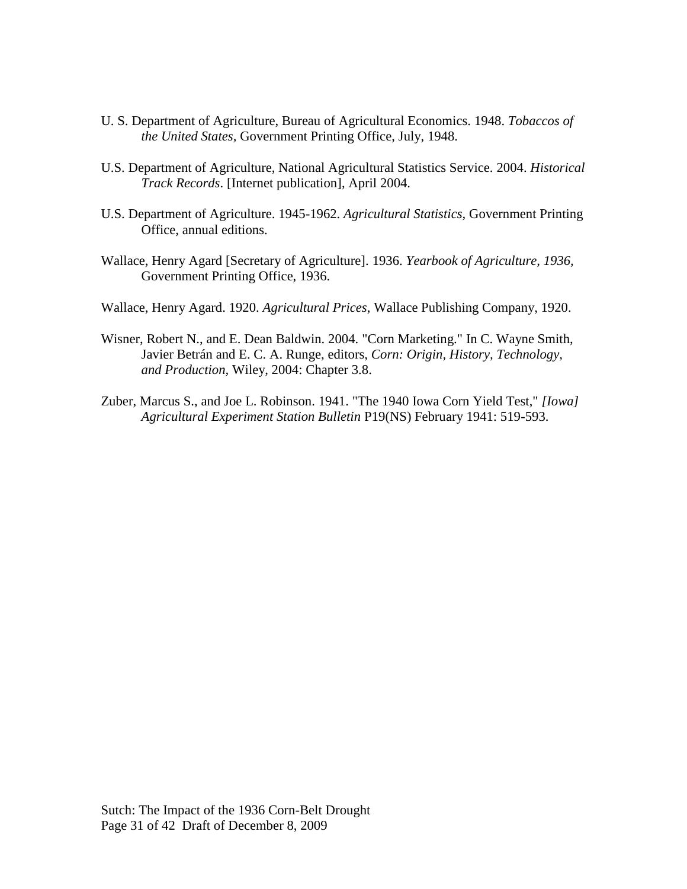U. S. Department of Agriculture, Bureau of Agricultural Economics. 1948. *Tobaccos of the United States*, Government Printing Office, July, 1948.

U.S. Department of Agriculture, National Agricultural Statistics Service. 2004. *Historical Track Records*. [Internet publication], April 2004.

U.S. Department of Agriculture. 1945-1962. *Agricultural Statistics*, Government Printing Office, annual editions.

Wallace, Henry Agard [Secretary of Agriculture]. 1936. *Yearbook of Agriculture, 1936*, Government Printing Office, 1936.

Wallace, Henry Agard. 1920. *Agricultural Prices*, Wallace Publishing Company, 1920.

Wisner, Robert N., and E. Dean Baldwin. 2004. "Corn Marketing." In C. Wayne Smith, Javier Betrán and E. C. A. Runge, editors, *Corn: Origin, History, Technology, and Production*, Wiley, 2004: Chapter 3.8.

Zuber, Marcus S., and Joe L. Robinson. 1941. "The 1940 Iowa Corn Yield Test," *[Iowa] Agricultural Experiment Station Bulletin* P19(NS) February 1941: 519-593.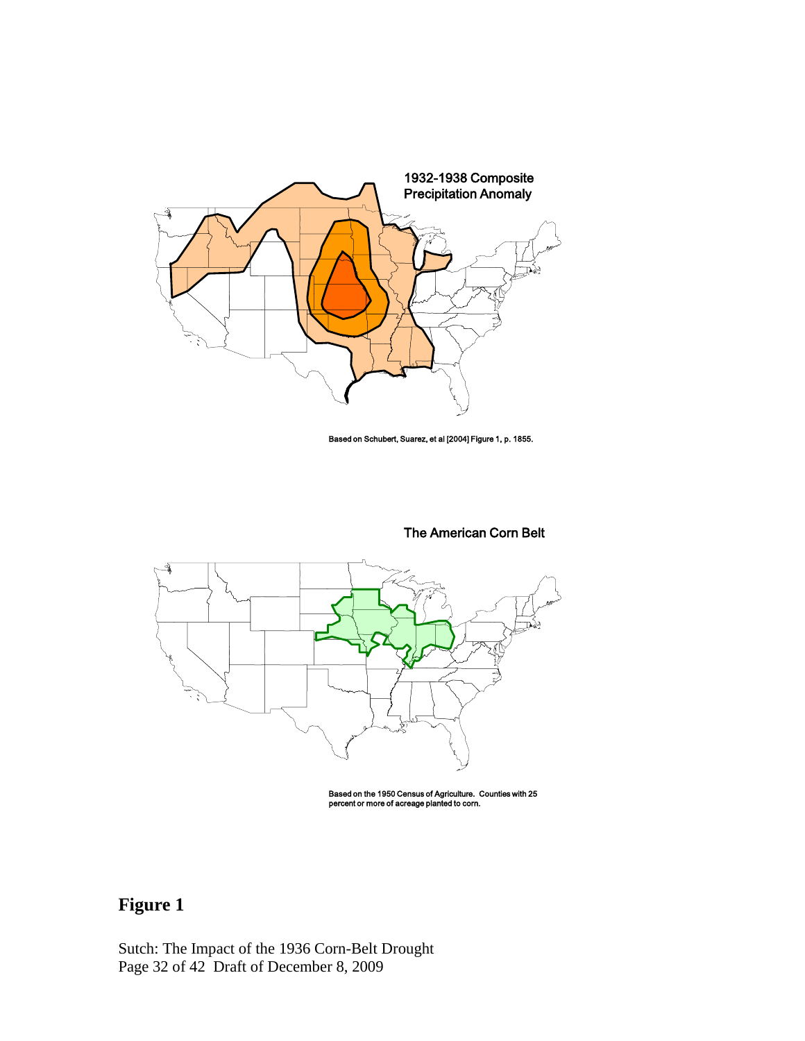1932-1938 Composite Precipitation Anomaly

Based on Schubert, Suarez, et al [2004] Figure 1, p. 1855.

The American Corn Belt

Based on the 1950 Census of Agriculture. Counties with 25 percent or more of acreage planted to corn.

# Figure 1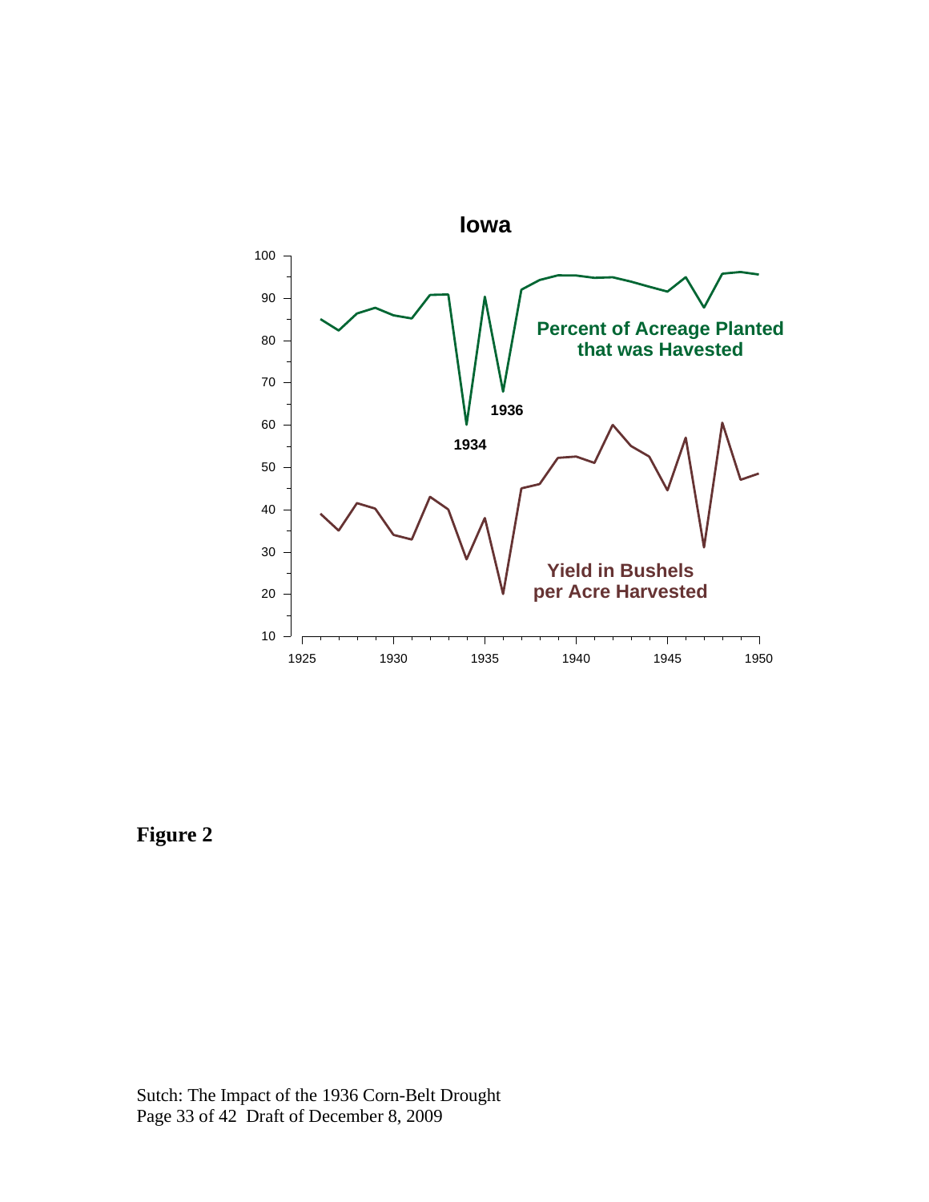**Iowa**

Percent of Acreage Planted that was Havested

Yield in Bushels per Acre Harvested

1934

1936

**Figure 2**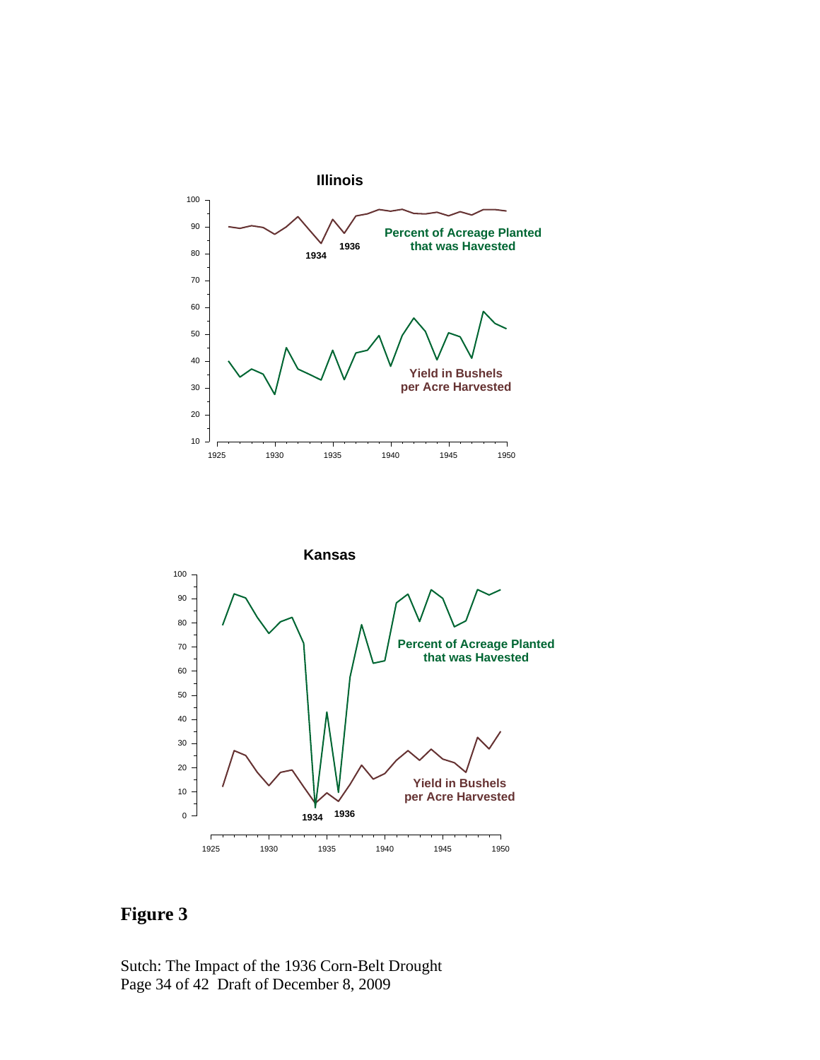**Figure 3**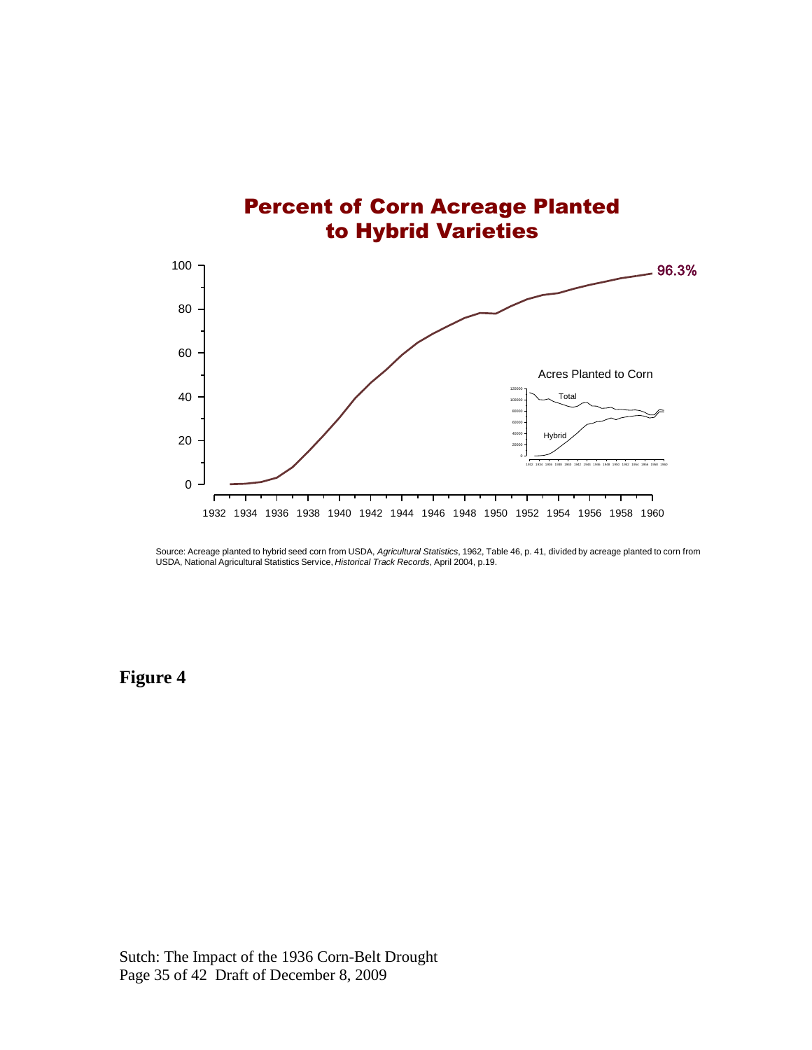## Percent of Corn Acreage Planted to Hybrid Varieties

Source: Acreage planted to hybrid seed corn from USDA, *Agricultural Statistics*, 1962, Table 46, p. 41, divided by acreage planted to corn from USDA, National Agricultural Statistics Service, *Historical Track Records*, April 2004, p.19.

**Figure 4**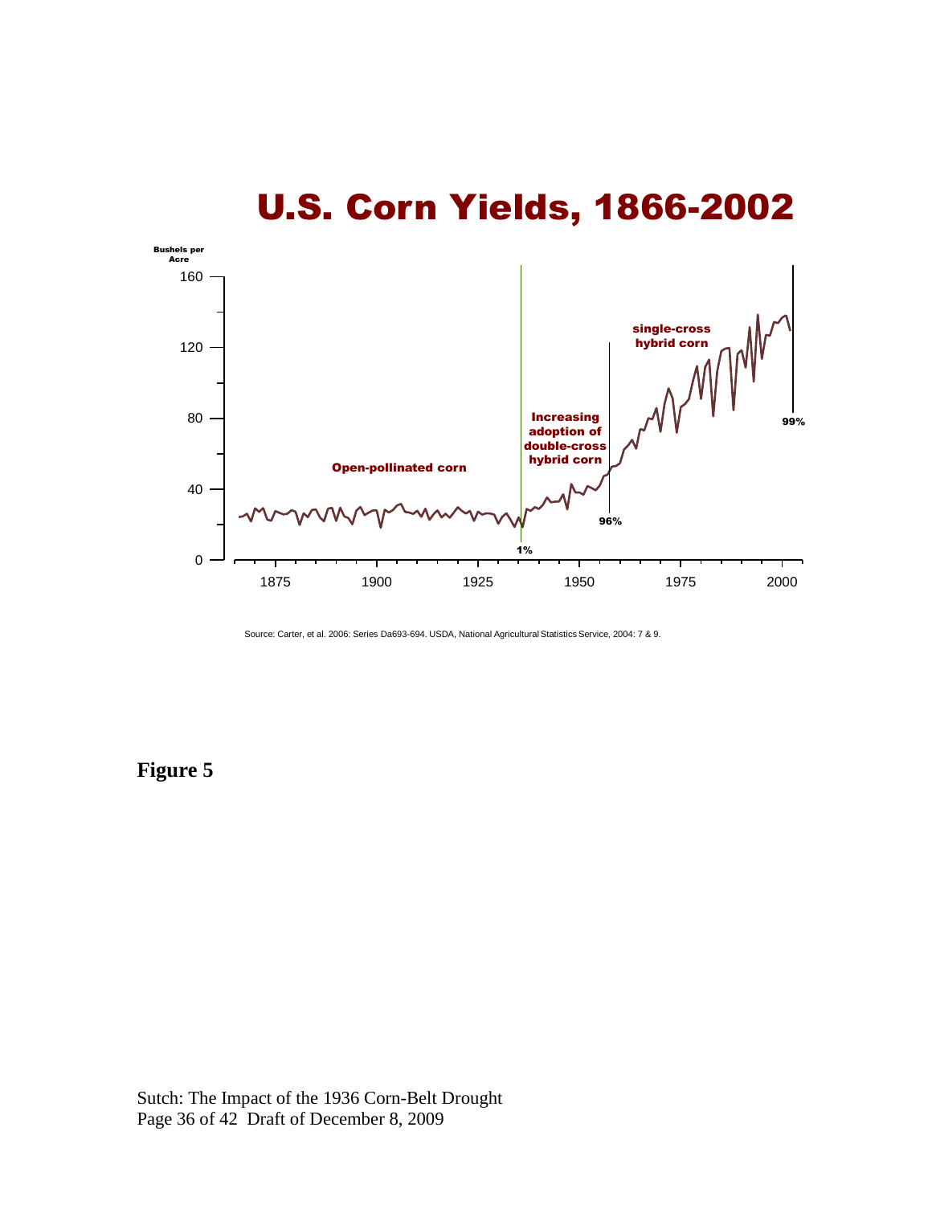# U.S. Corn Yields, 1866-2002

Bushels per Acre

160

120

80

40

0

1875 1900 1925 1950 1975 2000

Open-pollinated corn

Increasing adoption of double-cross hybrid corn

single-cross hybrid corn

1%

96%

99%

Source: Carter, et al. 2006: Series Da693-694. USDA, National Agricultural Statistics Service, 2004: 7 & 9.

**Figure 5**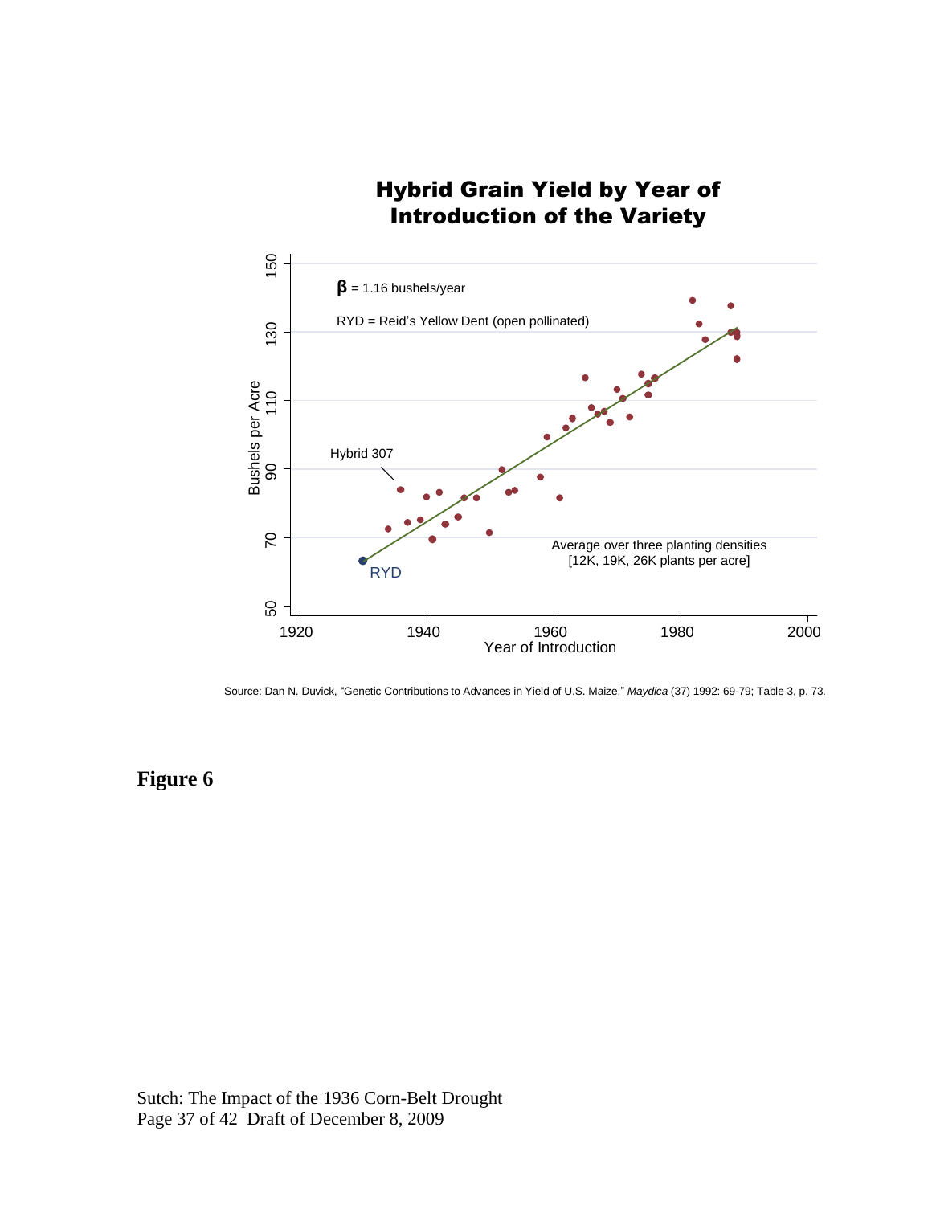## Hybrid Grain Yield by Year of Introduction of the Variety

$\beta$ = 1.16 bushels/year

RYD = Reid's Yellow Dent (open pollinated)

Hybrid 307

Average over three planting densities [12K, 19K, 26K plants per acre]

Bushels per Acre

Year of Introduction

Source: Dan N. Duvick, "Genetic Contributions to Advances in Yield of U.S. Maize," *Maydica* (37) 1992: 69-79; Table 3, p. 73.

**Figure 6**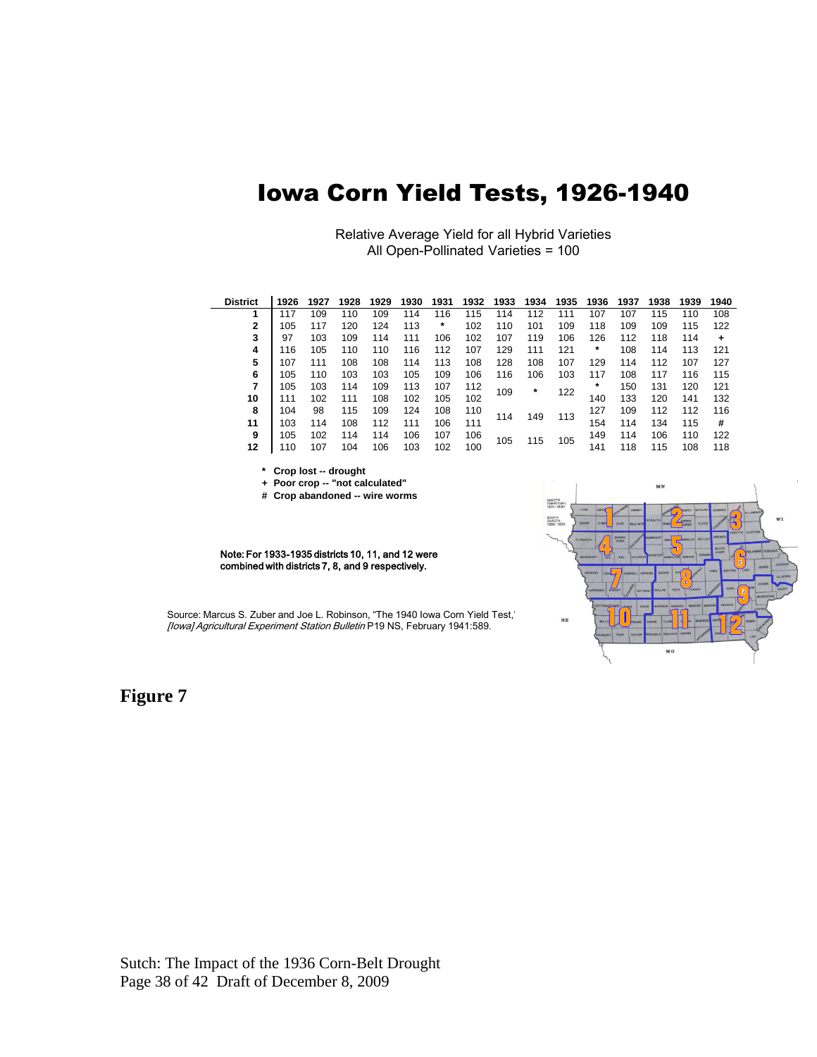# Iowa Corn Yield Tests, 1926-1940

Relative Average Yield for all Hybrid Varieties
All Open-Pollinated Varieties = 100

| District | 1926 | 1927 | 1928 | 1929 | 1930 | 1931 | 1932 | 1933 | 1934 | 1935 | 1936 | 1937 | 1938 | 1939 | 1940 |
|---|---|---|---|---|---|---|---|---|---|---|---|---|---|---|---|
| 1 | 117 | 109 | 110 | 109 | 114 | 116 | 115 | 114 | 112 | 111 | 107 | 107 | 115 | 110 | 108 |
| 2 | 105 | 117 | 120 | 124 | 113 | * | 102 | 110 | 101 | 109 | 118 | 109 | 109 | 115 | 122 |
| 3 | 97 | 103 | 109 | 114 | 111 | 106 | 102 | 107 | 119 | 106 | 126 | 112 | 118 | 114 | + |
| 4 | 116 | 105 | 110 | 110 | 116 | 112 | 107 | 129 | 111 | 121 | * | 108 | 114 | 113 | 121 |
| 5 | 107 | 111 | 108 | 108 | 114 | 113 | 108 | 128 | 108 | 107 | 129 | 114 | 112 | 107 | 127 |
| 6 | 105 | 110 | 103 | 103 | 105 | 109 | 106 | 116 | 106 | 103 | 117 | 108 | 117 | 116 | 115 |
| 7 | 105 | 103 | 114 | 109 | 113 | 107 | 112 | 109 | * | 122 | * | 150 | 131 | 120 | 121 |
| 10 | 111 | 102 | 111 | 108 | 102 | 105 | 102 | | | | 140 | 133 | 120 | 141 | 132 |
| 8 | 104 | 98 | 115 | 109 | 124 | 108 | 110 | 114 | 149 | 113 | 127 | 109 | 112 | 112 | 116 |
| 11 | 103 | 114 | 108 | 112 | 111 | 106 | 111 | | | | 154 | 114 | 134 | 115 | # |
| 9 | 105 | 102 | 114 | 114 | 106 | 107 | 106 | 105 | 115 | 105 | 149 | 114 | 106 | 110 | 122 |
| 12 | 110 | 107 | 104 | 106 | 103 | 102 | 100 | | | | 141 | 118 | 115 | 108 | 118 |

\* Crop lost -- drought
\+ Poor crop -- "not calculated"
\# Crop abandoned -- wire worms

Note: For 1933-1935 districts 10, 11, and 12 were combined with districts 7, 8, and 9 respectively.

Source: Marcus S. Zuber and Joe L. Robinson, "The 1940 Iowa Corn Yield Test," *[Iowa] Agricultural Experiment Station Bulletin* P19 NS, February 1941:589.

**Figure 7**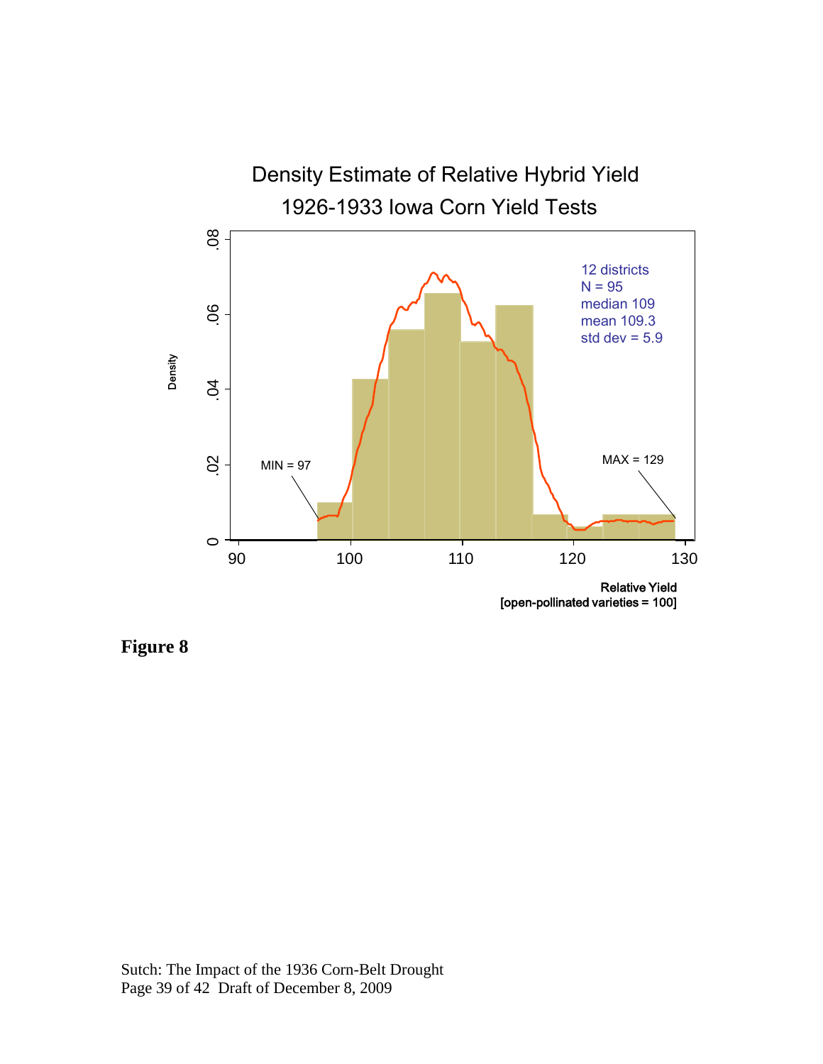Density Estimate of Relative Hybrid Yield
1926-1933 Iowa Corn Yield Tests

12 districts
N = 95
median 109
mean 109.3
std dev = 5.9

MIN = 97

MAX = 129

Density

Relative Yield
[open-pollinated varieties = 100]

**Figure 8**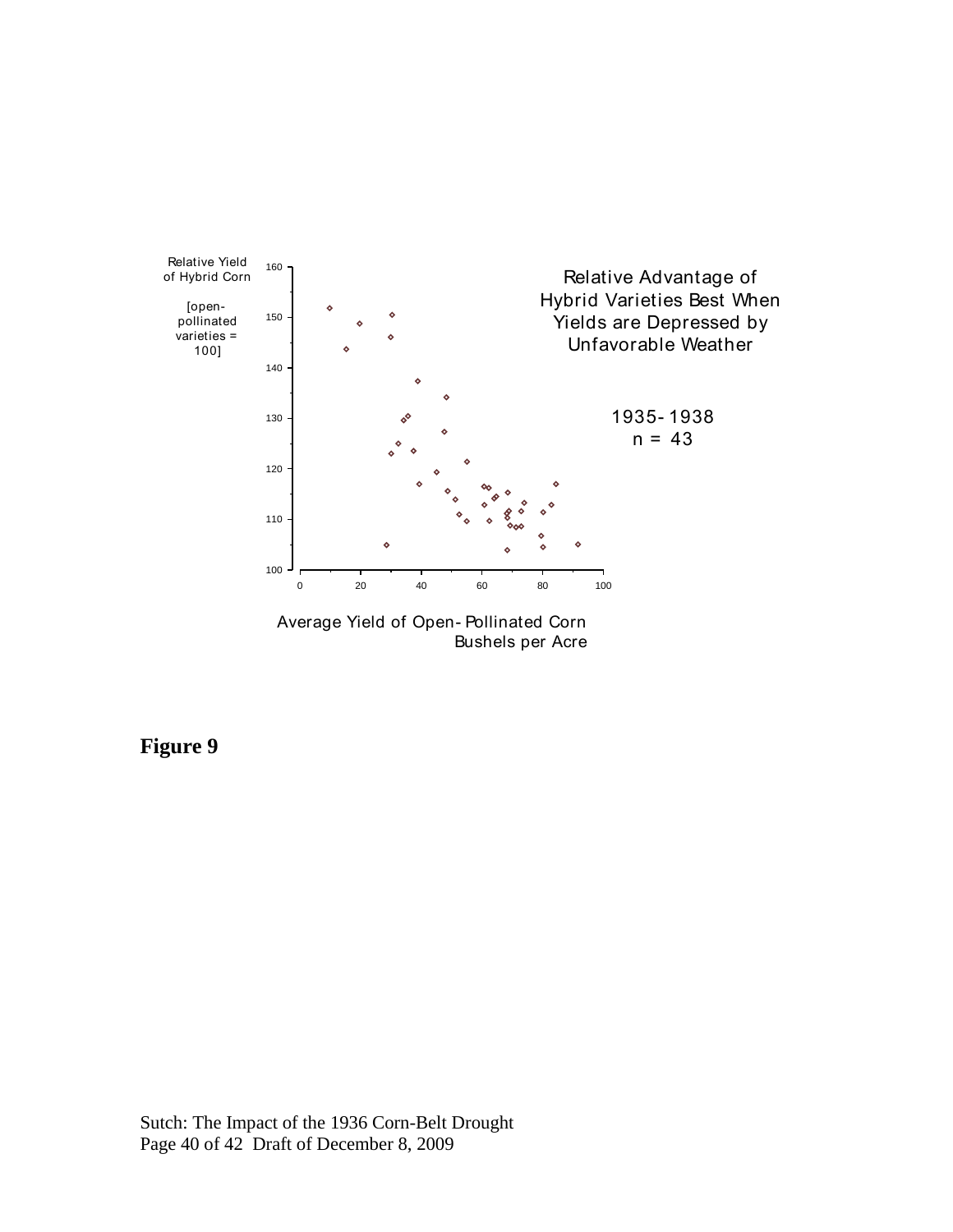Relative Yield of Hybrid Corn

[open-pollinated varieties = 100]

Relative Advantage of Hybrid Varieties Best When Yields are Depressed by Unfavorable Weather

1935-1938
n = 43

Average Yield of Open-Pollinated Corn
Bushels per Acre

**Figure 9**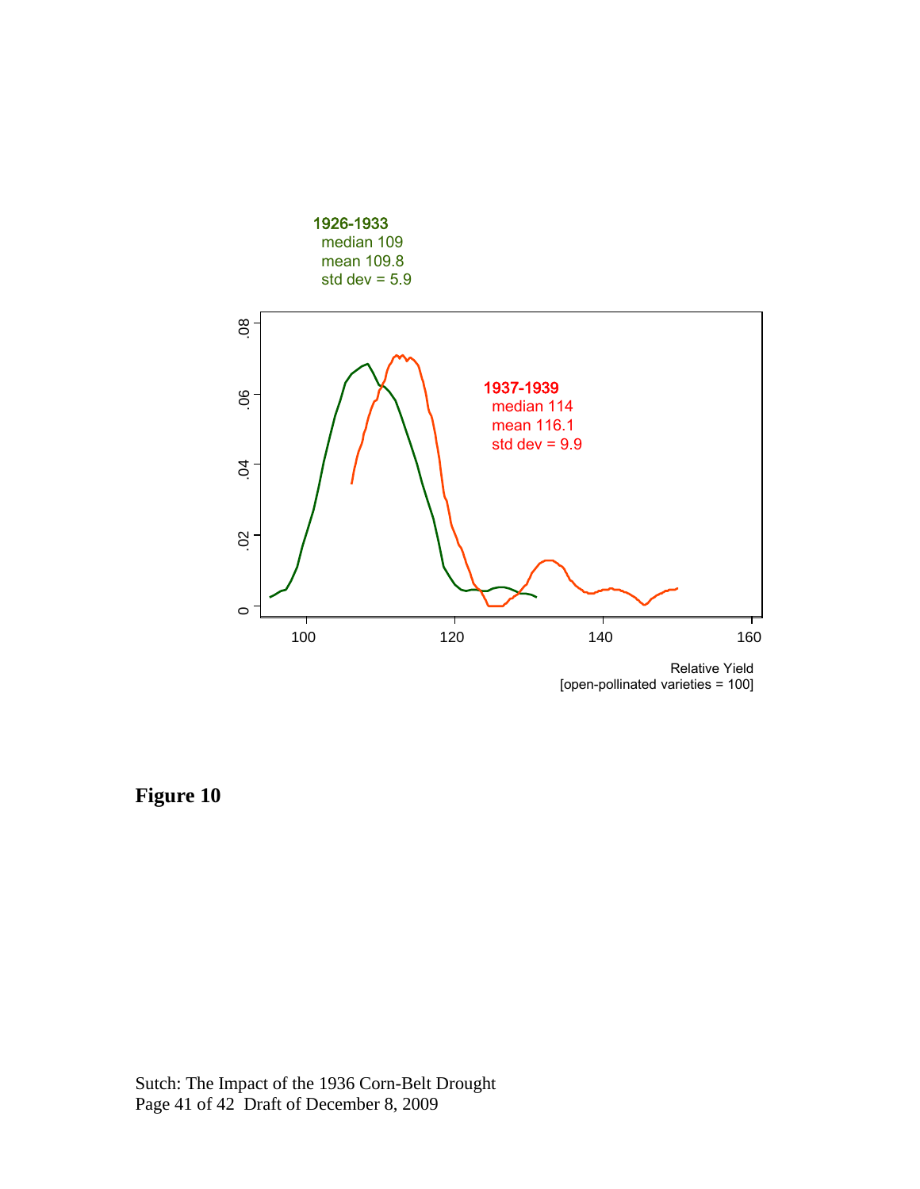1926-1933
median 109
mean 109.8
std dev = 5.9

1937-1939
median 114
mean 116.1
std dev = 9.9

Relative Yield
[open-pollinated varieties = 100]

**Figure 10**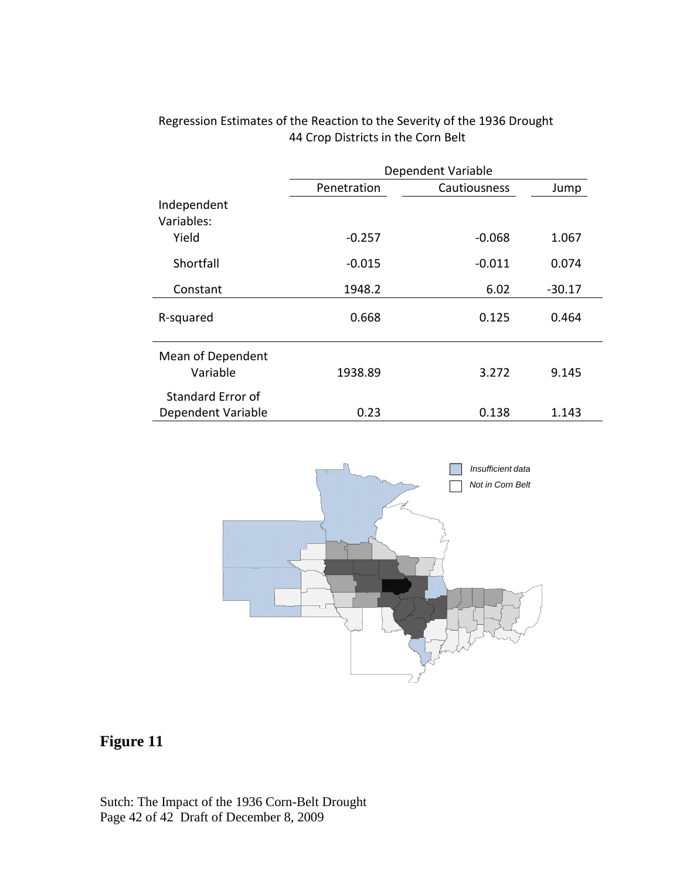Regression Estimates of the Reaction to the Severity of the 1936 Drought
44 Crop Districts in the Corn Belt

| | Dependent Variable | | |
|---|---|---|---|
| | Penetration | Cautiousness | Jump |
| Independent Variables: | | | |
| Yield | -0.257 | -0.068 | 1.067 |
| Shortfall | -0.015 | -0.011 | 0.074 |
| Constant | 1948.2 | 6.02 | -30.17 |
| R-squared | 0.668 | 0.125 | 0.464 |
| Mean of Dependent Variable | 1938.89 | 3.272 | 9.145 |
| Standard Error of Dependent Variable | 0.23 | 0.138 | 1.143 |

*Insufficient data*

*Not in Corn Belt*

**Figure 11**